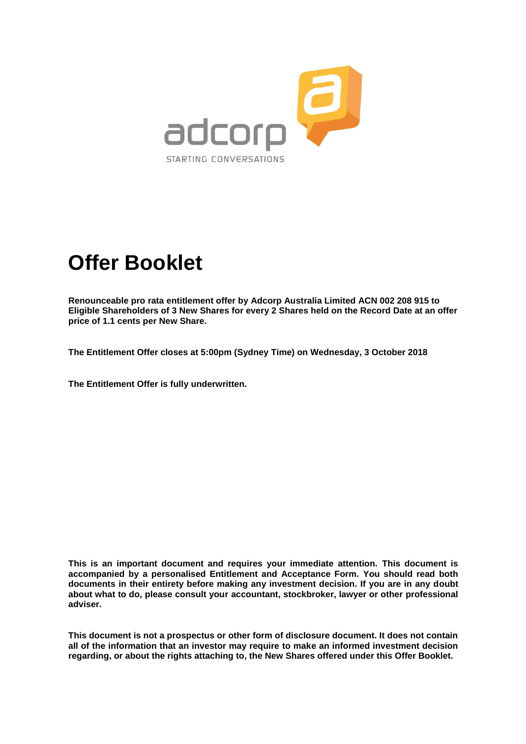adcorp

STARTING CONVERSATIONS

# Offer Booklet

**Renounceable pro rata entitlement offer by Adcorp Australia Limited ACN 002 208 915 to Eligible Shareholders of 3 New Shares for every 2 Shares held on the Record Date at an offer price of 1.1 cents per New Share.**

**The Entitlement Offer closes at 5:00pm (Sydney Time) on Wednesday, 3 October 2018**

**The Entitlement Offer is fully underwritten.**

**This is an important document and requires your immediate attention. This document is accompanied by a personalised Entitlement and Acceptance Form. You should read both documents in their entirety before making any investment decision. If you are in any doubt about what to do, please consult your accountant, stockbroker, lawyer or other professional adviser.**

**This document is not a prospectus or other form of disclosure document. It does not contain all of the information that an investor may require to make an informed investment decision regarding, or about the rights attaching to, the New Shares offered under this Offer Booklet.**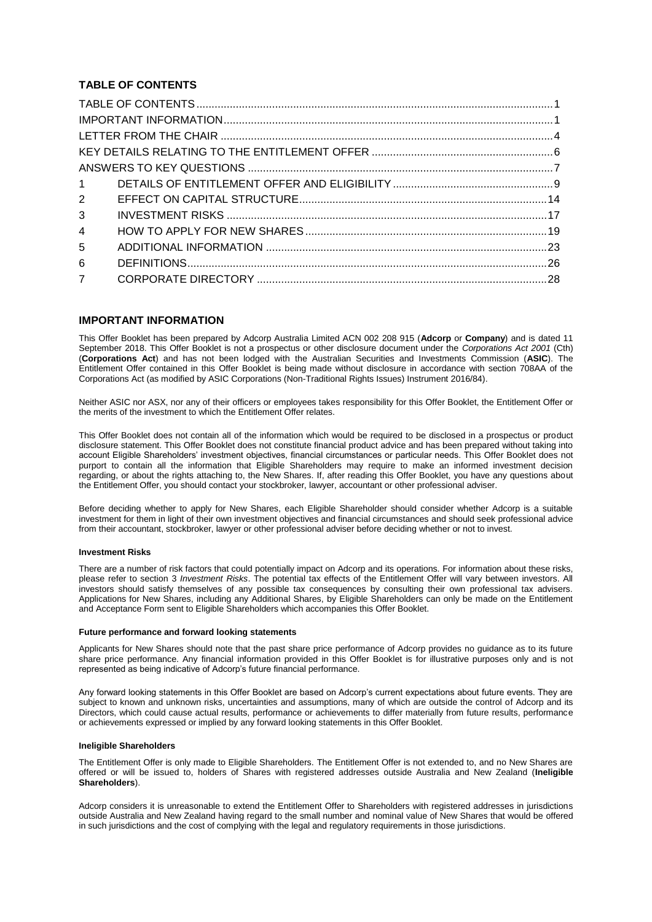## TABLE OF CONTENTS

| | | |
|---|---|---|
| TABLE OF CONTENTS | | 1 |
| IMPORTANT INFORMATION | | 1 |
| LETTER FROM THE CHAIR | | 4 |
| KEY DETAILS RELATING TO THE ENTITLEMENT OFFER | | 6 |
| ANSWERS TO KEY QUESTIONS | | 7 |
| 1 | DETAILS OF ENTITLEMENT OFFER AND ELIGIBILITY | 9 |
| 2 | EFFECT ON CAPITAL STRUCTURE | 14 |
| 3 | INVESTMENT RISKS | 17 |
| 4 | HOW TO APPLY FOR NEW SHARES | 19 |
| 5 | ADDITIONAL INFORMATION | 23 |
| 6 | DEFINITIONS | 26 |
| 7 | CORPORATE DIRECTORY | 28 |

## IMPORTANT INFORMATION

This Offer Booklet has been prepared by Adcorp Australia Limited ACN 002 208 915 (**Adcorp** or **Company**) and is dated 11 September 2018. This Offer Booklet is not a prospectus or other disclosure document under the *Corporations Act 2001* (Cth) (**Corporations Act**) and has not been lodged with the Australian Securities and Investments Commission (**ASIC**). The Entitlement Offer contained in this Offer Booklet is being made without disclosure in accordance with section 708AA of the Corporations Act (as modified by ASIC Corporations (Non-Traditional Rights Issues) Instrument 2016/84).

Neither ASIC nor ASX, nor any of their officers or employees takes responsibility for this Offer Booklet, the Entitlement Offer or the merits of the investment to which the Entitlement Offer relates.

This Offer Booklet does not contain all of the information which would be required to be disclosed in a prospectus or product disclosure statement. This Offer Booklet does not constitute financial product advice and has been prepared without taking into account Eligible Shareholders' investment objectives, financial circumstances or particular needs. This Offer Booklet does not purport to contain all the information that Eligible Shareholders may require to make an informed investment decision regarding, or about the rights attaching to, the New Shares. If, after reading this Offer Booklet, you have any questions about the Entitlement Offer, you should contact your stockbroker, lawyer, accountant or other professional adviser.

Before deciding whether to apply for New Shares, each Eligible Shareholder should consider whether Adcorp is a suitable investment for them in light of their own investment objectives and financial circumstances and should seek professional advice from their accountant, stockbroker, lawyer or other professional adviser before deciding whether or not to invest.

#### Investment Risks

There are a number of risk factors that could potentially impact on Adcorp and its operations. For information about these risks, please refer to section 3 *Investment Risks*. The potential tax effects of the Entitlement Offer will vary between investors. All investors should satisfy themselves of any possible tax consequences by consulting their own professional tax advisers. Applications for New Shares, including any Additional Shares, by Eligible Shareholders can only be made on the Entitlement and Acceptance Form sent to Eligible Shareholders which accompanies this Offer Booklet.

#### Future performance and forward looking statements

Applicants for New Shares should note that the past share price performance of Adcorp provides no guidance as to its future share price performance. Any financial information provided in this Offer Booklet is for illustrative purposes only and is not represented as being indicative of Adcorp's future financial performance.

Any forward looking statements in this Offer Booklet are based on Adcorp's current expectations about future events. They are subject to known and unknown risks, uncertainties and assumptions, many of which are outside the control of Adcorp and its Directors, which could cause actual results, performance or achievements to differ materially from future results, performance or achievements expressed or implied by any forward looking statements in this Offer Booklet.

#### Ineligible Shareholders

The Entitlement Offer is only made to Eligible Shareholders. The Entitlement Offer is not extended to, and no New Shares are offered or will be issued to, holders of Shares with registered addresses outside Australia and New Zealand (**Ineligible Shareholders**).

Adcorp considers it is unreasonable to extend the Entitlement Offer to Shareholders with registered addresses in jurisdictions outside Australia and New Zealand having regard to the small number and nominal value of New Shares that would be offered in such jurisdictions and the cost of complying with the legal and regulatory requirements in those jurisdictions.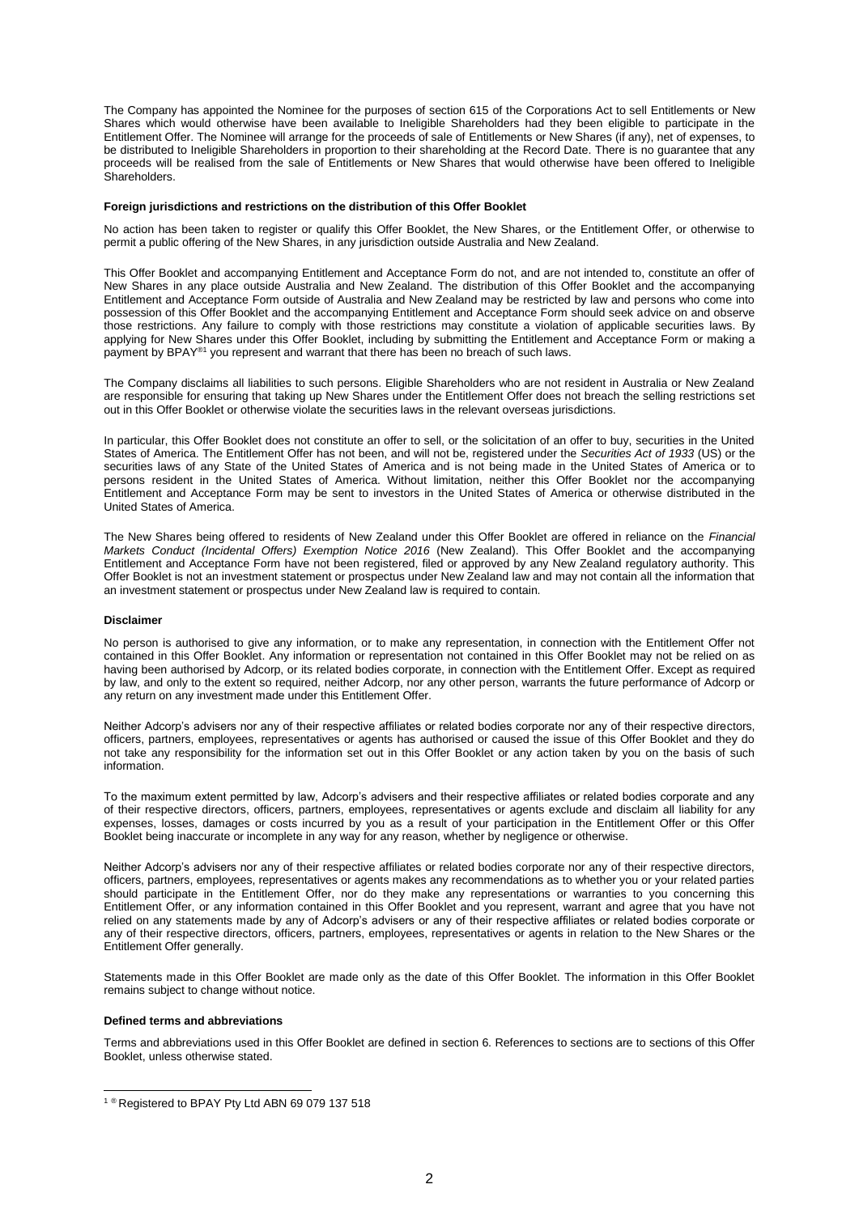The Company has appointed the Nominee for the purposes of section 615 of the Corporations Act to sell Entitlements or New Shares which would otherwise have been available to Ineligible Shareholders had they been eligible to participate in the Entitlement Offer. The Nominee will arrange for the proceeds of sale of Entitlements or New Shares (if any), net of expenses, to be distributed to Ineligible Shareholders in proportion to their shareholding at the Record Date. There is no guarantee that any proceeds will be realised from the sale of Entitlements or New Shares that would otherwise have been offered to Ineligible Shareholders.

**Foreign jurisdictions and restrictions on the distribution of this Offer Booklet**

No action has been taken to register or qualify this Offer Booklet, the New Shares, or the Entitlement Offer, or otherwise to permit a public offering of the New Shares, in any jurisdiction outside Australia and New Zealand.

This Offer Booklet and accompanying Entitlement and Acceptance Form do not, and are not intended to, constitute an offer of New Shares in any place outside Australia and New Zealand. The distribution of this Offer Booklet and the accompanying Entitlement and Acceptance Form outside of Australia and New Zealand may be restricted by law and persons who come into possession of this Offer Booklet and the accompanying Entitlement and Acceptance Form should seek advice on and observe those restrictions. Any failure to comply with those restrictions may constitute a violation of applicable securities laws. By applying for New Shares under this Offer Booklet, including by submitting the Entitlement and Acceptance Form or making a payment by BPAY®[1] you represent and warrant that there has been no breach of such laws.

The Company disclaims all liabilities to such persons. Eligible Shareholders who are not resident in Australia or New Zealand are responsible for ensuring that taking up New Shares under the Entitlement Offer does not breach the selling restrictions set out in this Offer Booklet or otherwise violate the securities laws in the relevant overseas jurisdictions.

In particular, this Offer Booklet does not constitute an offer to sell, or the solicitation of an offer to buy, securities in the United States of America. The Entitlement Offer has not been, and will not be, registered under the *Securities Act of 1933* (US) or the securities laws of any State of the United States of America and is not being made in the United States of America or to persons resident in the United States of America. Without limitation, neither this Offer Booklet nor the accompanying Entitlement and Acceptance Form may be sent to investors in the United States of America or otherwise distributed in the United States of America.

The New Shares being offered to residents of New Zealand under this Offer Booklet are offered in reliance on the *Financial Markets Conduct (Incidental Offers) Exemption Notice 2016* (New Zealand). This Offer Booklet and the accompanying Entitlement and Acceptance Form have not been registered, filed or approved by any New Zealand regulatory authority. This Offer Booklet is not an investment statement or prospectus under New Zealand law and may not contain all the information that an investment statement or prospectus under New Zealand law is required to contain.

**Disclaimer**

No person is authorised to give any information, or to make any representation, in connection with the Entitlement Offer not contained in this Offer Booklet. Any information or representation not contained in this Offer Booklet may not be relied on as having been authorised by Adcorp, or its related bodies corporate, in connection with the Entitlement Offer. Except as required by law, and only to the extent so required, neither Adcorp, nor any other person, warrants the future performance of Adcorp or any return on any investment made under this Entitlement Offer.

Neither Adcorp's advisers nor any of their respective affiliates or related bodies corporate nor any of their respective directors, officers, partners, employees, representatives or agents has authorised or caused the issue of this Offer Booklet and they do not take any responsibility for the information set out in this Offer Booklet or any action taken by you on the basis of such information.

To the maximum extent permitted by law, Adcorp's advisers and their respective affiliates or related bodies corporate and any of their respective directors, officers, partners, employees, representatives or agents exclude and disclaim all liability for any expenses, losses, damages or costs incurred by you as a result of your participation in the Entitlement Offer or this Offer Booklet being inaccurate or incomplete in any way for any reason, whether by negligence or otherwise.

Neither Adcorp's advisers nor any of their respective affiliates or related bodies corporate nor any of their respective directors, officers, partners, employees, representatives or agents makes any recommendations as to whether you or your related parties should participate in the Entitlement Offer, nor do they make any representations or warranties to you concerning this Entitlement Offer, or any information contained in this Offer Booklet and you represent, warrant and agree that you have not relied on any statements made by any of Adcorp's advisers or any of their respective affiliates or related bodies corporate or any of their respective directors, officers, partners, employees, representatives or agents in relation to the New Shares or the Entitlement Offer generally.

Statements made in this Offer Booklet are made only as the date of this Offer Booklet. The information in this Offer Booklet remains subject to change without notice.

**Defined terms and abbreviations**

Terms and abbreviations used in this Offer Booklet are defined in section 6. References to sections are to sections of this Offer Booklet, unless otherwise stated.

---

[1] ® Registered to BPAY Pty Ltd ABN 69 079 137 518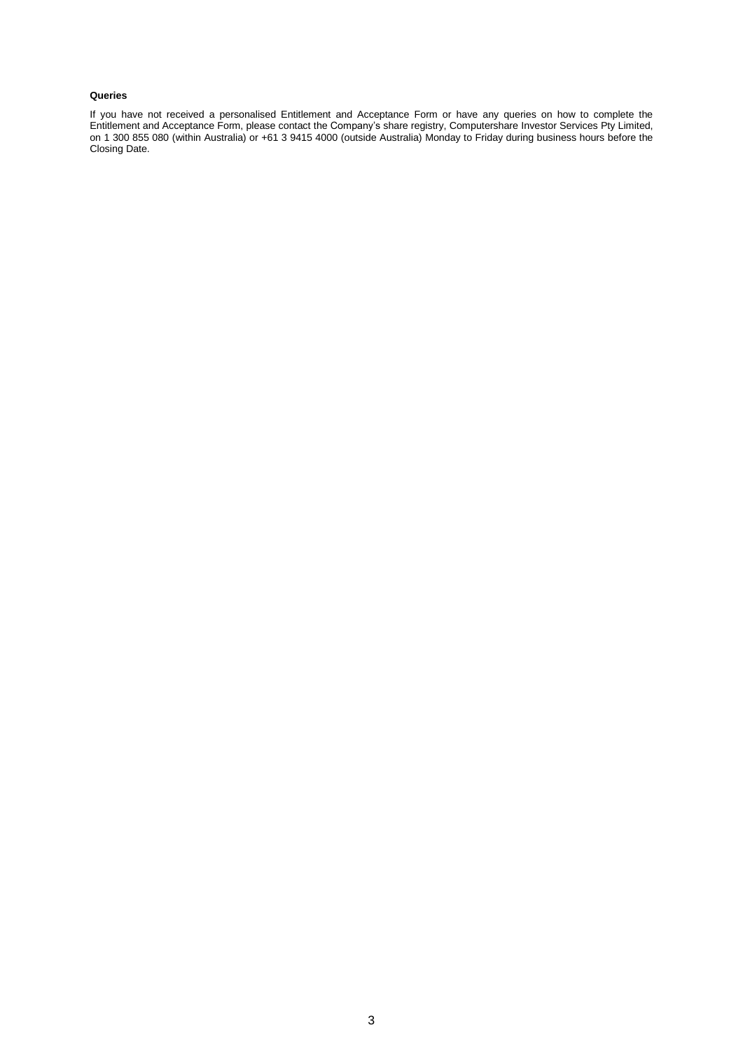**Queries**

If you have not received a personalised Entitlement and Acceptance Form or have any queries on how to complete the Entitlement and Acceptance Form, please contact the Company's share registry, Computershare Investor Services Pty Limited, on 1 300 855 080 (within Australia) or +61 3 9415 4000 (outside Australia) Monday to Friday during business hours before the Closing Date.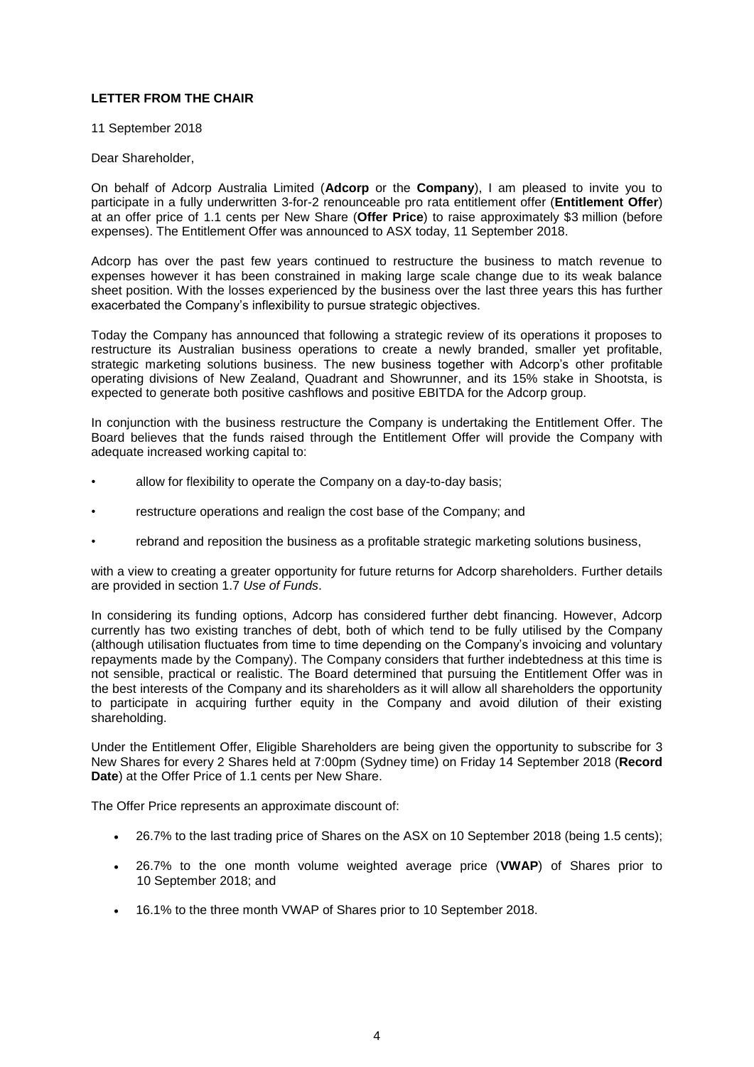**LETTER FROM THE CHAIR**

11 September 2018

Dear Shareholder,

On behalf of Adcorp Australia Limited (**Adcorp** or the **Company**), I am pleased to invite you to participate in a fully underwritten 3-for-2 renounceable pro rata entitlement offer (**Entitlement Offer**) at an offer price of 1.1 cents per New Share (**Offer Price**) to raise approximately $3 million (before expenses). The Entitlement Offer was announced to ASX today, 11 September 2018.

Adcorp has over the past few years continued to restructure the business to match revenue to expenses however it has been constrained in making large scale change due to its weak balance sheet position. With the losses experienced by the business over the last three years this has further exacerbated the Company's inflexibility to pursue strategic objectives.

Today the Company has announced that following a strategic review of its operations it proposes to restructure its Australian business operations to create a newly branded, smaller yet profitable, strategic marketing solutions business. The new business together with Adcorp's other profitable operating divisions of New Zealand, Quadrant and Showrunner, and its 15% stake in Shootsta, is expected to generate both positive cashflows and positive EBITDA for the Adcorp group.

In conjunction with the business restructure the Company is undertaking the Entitlement Offer. The Board believes that the funds raised through the Entitlement Offer will provide the Company with adequate increased working capital to:

- allow for flexibility to operate the Company on a day-to-day basis;
- restructure operations and realign the cost base of the Company; and
- rebrand and reposition the business as a profitable strategic marketing solutions business,

with a view to creating a greater opportunity for future returns for Adcorp shareholders. Further details are provided in section 1.7 *Use of Funds*.

In considering its funding options, Adcorp has considered further debt financing. However, Adcorp currently has two existing tranches of debt, both of which tend to be fully utilised by the Company (although utilisation fluctuates from time to time depending on the Company's invoicing and voluntary repayments made by the Company). The Company considers that further indebtedness at this time is not sensible, practical or realistic. The Board determined that pursuing the Entitlement Offer was in the best interests of the Company and its shareholders as it will allow all shareholders the opportunity to participate in acquiring further equity in the Company and avoid dilution of their existing shareholding.

Under the Entitlement Offer, Eligible Shareholders are being given the opportunity to subscribe for 3 New Shares for every 2 Shares held at 7:00pm (Sydney time) on Friday 14 September 2018 (**Record Date**) at the Offer Price of 1.1 cents per New Share.

The Offer Price represents an approximate discount of:

- 26.7% to the last trading price of Shares on the ASX on 10 September 2018 (being 1.5 cents);
- 26.7% to the one month volume weighted average price (**VWAP**) of Shares prior to 10 September 2018; and
- 16.1% to the three month VWAP of Shares prior to 10 September 2018.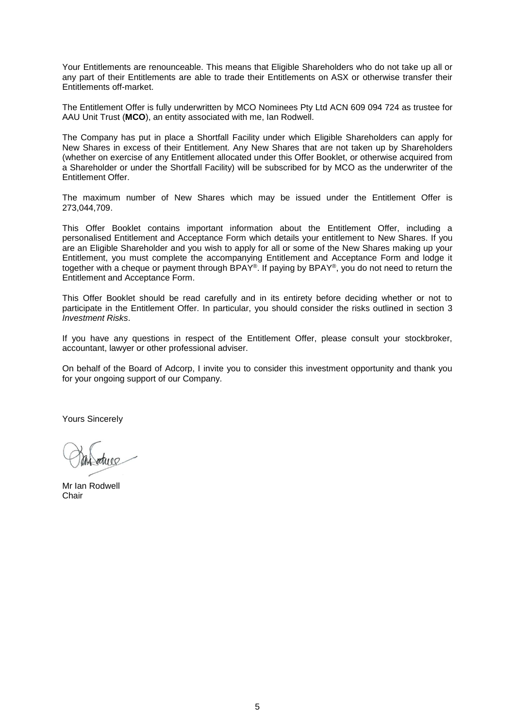Your Entitlements are renounceable. This means that Eligible Shareholders who do not take up all or any part of their Entitlements are able to trade their Entitlements on ASX or otherwise transfer their Entitlements off-market.

The Entitlement Offer is fully underwritten by MCO Nominees Pty Ltd ACN 609 094 724 as trustee for AAU Unit Trust (**MCO**), an entity associated with me, Ian Rodwell.

The Company has put in place a Shortfall Facility under which Eligible Shareholders can apply for New Shares in excess of their Entitlement. Any New Shares that are not taken up by Shareholders (whether on exercise of any Entitlement allocated under this Offer Booklet, or otherwise acquired from a Shareholder or under the Shortfall Facility) will be subscribed for by MCO as the underwriter of the Entitlement Offer.

The maximum number of New Shares which may be issued under the Entitlement Offer is 273,044,709.

This Offer Booklet contains important information about the Entitlement Offer, including a personalised Entitlement and Acceptance Form which details your entitlement to New Shares. If you are an Eligible Shareholder and you wish to apply for all or some of the New Shares making up your Entitlement, you must complete the accompanying Entitlement and Acceptance Form and lodge it together with a cheque or payment through BPAY®. If paying by BPAY®, you do not need to return the Entitlement and Acceptance Form.

This Offer Booklet should be read carefully and in its entirety before deciding whether or not to participate in the Entitlement Offer. In particular, you should consider the risks outlined in section 3 *Investment Risks*.

If you have any questions in respect of the Entitlement Offer, please consult your stockbroker, accountant, lawyer or other professional adviser.

On behalf of the Board of Adcorp, I invite you to consider this investment opportunity and thank you for your ongoing support of our Company.

Yours Sincerely

Mr Ian Rodwell
Chair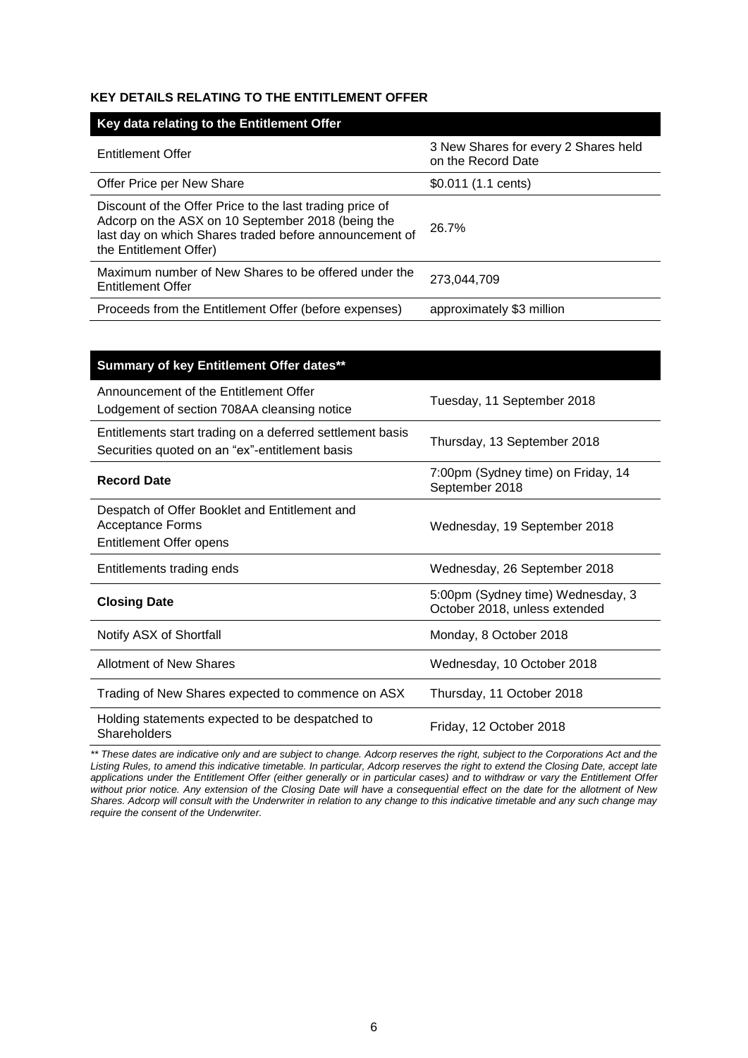**KEY DETAILS RELATING TO THE ENTITLEMENT OFFER**

| Key data relating to the Entitlement Offer | |
|---|---|
| Entitlement Offer | 3 New Shares for every 2 Shares held on the Record Date |
| Offer Price per New Share | $0.011 (1.1 cents) |
| Discount of the Offer Price to the last trading price of Adcorp on the ASX on 10 September 2018 (being the last day on which Shares traded before announcement of the Entitlement Offer) | 26.7% |
| Maximum number of New Shares to be offered under the Entitlement Offer | 273,044,709 |
| Proceeds from the Entitlement Offer (before expenses) | approximately $3 million |

| Summary of key Entitlement Offer dates** | |
|---|---|
| Announcement of the Entitlement Offer<br>Lodgement of section 708AA cleansing notice | Tuesday, 11 September 2018 |
| Entitlements start trading on a deferred settlement basis<br>Securities quoted on an "ex"-entitlement basis | Thursday, 13 September 2018 |
| **Record Date** | 7:00pm (Sydney time) on Friday, 14 September 2018 |
| Despatch of Offer Booklet and Entitlement and Acceptance Forms<br>Entitlement Offer opens | Wednesday, 19 September 2018 |
| Entitlements trading ends | Wednesday, 26 September 2018 |
| **Closing Date** | 5:00pm (Sydney time) Wednesday, 3 October 2018, unless extended |
| Notify ASX of Shortfall | Monday, 8 October 2018 |
| Allotment of New Shares | Wednesday, 10 October 2018 |
| Trading of New Shares expected to commence on ASX | Thursday, 11 October 2018 |
| Holding statements expected to be despatched to Shareholders | Friday, 12 October 2018 |

*** These dates are indicative only and are subject to change. Adcorp reserves the right, subject to the Corporations Act and the Listing Rules, to amend this indicative timetable. In particular, Adcorp reserves the right to extend the Closing Date, accept late applications under the Entitlement Offer (either generally or in particular cases) and to withdraw or vary the Entitlement Offer without prior notice. Any extension of the Closing Date will have a consequential effect on the date for the allotment of New Shares. Adcorp will consult with the Underwriter in relation to any change to this indicative timetable and any such change may require the consent of the Underwriter.*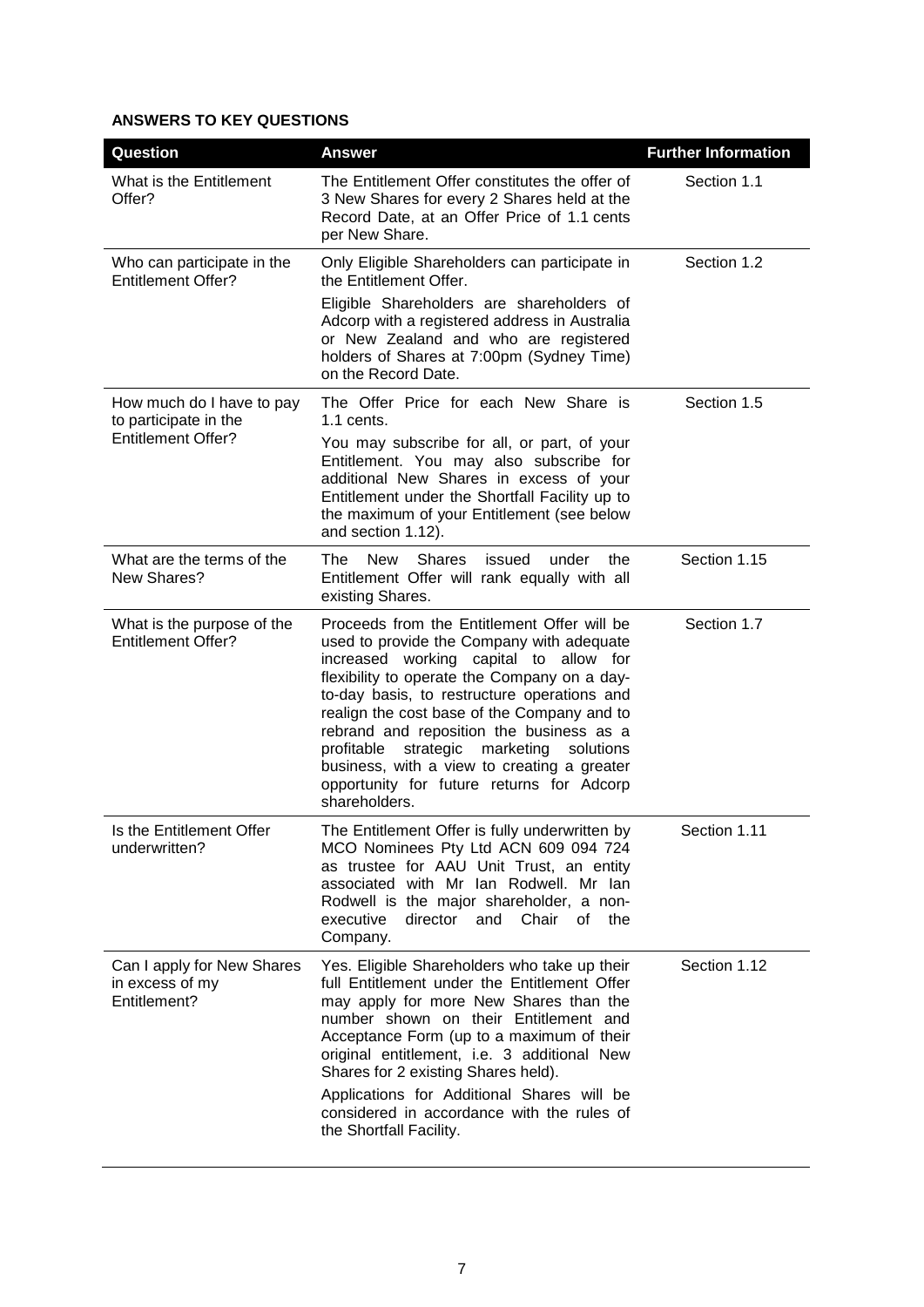**ANSWERS TO KEY QUESTIONS**

| Question | Answer | Further Information |
|---|---|---|
| What is the Entitlement Offer? | The Entitlement Offer constitutes the offer of 3 New Shares for every 2 Shares held at the Record Date, at an Offer Price of 1.1 cents per New Share. | Section 1.1 |
| Who can participate in the Entitlement Offer? | Only Eligible Shareholders can participate in the Entitlement Offer.<br><br>Eligible Shareholders are shareholders of Adcorp with a registered address in Australia or New Zealand and who are registered holders of Shares at 7:00pm (Sydney Time) on the Record Date. | Section 1.2 |
| How much do I have to pay to participate in the Entitlement Offer? | The Offer Price for each New Share is 1.1 cents.<br><br>You may subscribe for all, or part, of your Entitlement. You may also subscribe for additional New Shares in excess of your Entitlement under the Shortfall Facility up to the maximum of your Entitlement (see below and section 1.12). | Section 1.5 |
| What are the terms of the New Shares? | The New Shares issued under the Entitlement Offer will rank equally with all existing Shares. | Section 1.15 |
| What is the purpose of the Entitlement Offer? | Proceeds from the Entitlement Offer will be used to provide the Company with adequate increased working capital to allow for flexibility to operate the Company on a day-to-day basis, to restructure operations and realign the cost base of the Company and to rebrand and reposition the business as a profitable strategic marketing solutions business, with a view to creating a greater opportunity for future returns for Adcorp shareholders. | Section 1.7 |
| Is the Entitlement Offer underwritten? | The Entitlement Offer is fully underwritten by MCO Nominees Pty Ltd ACN 609 094 724 as trustee for AAU Unit Trust, an entity associated with Mr Ian Rodwell. Mr Ian Rodwell is the major shareholder, a non-executive director and Chair of the Company. | Section 1.11 |
| Can I apply for New Shares in excess of my Entitlement? | Yes. Eligible Shareholders who take up their full Entitlement under the Entitlement Offer may apply for more New Shares than the number shown on their Entitlement and Acceptance Form (up to a maximum of their original entitlement, i.e. 3 additional New Shares for 2 existing Shares held).<br><br>Applications for Additional Shares will be considered in accordance with the rules of the Shortfall Facility. | Section 1.12 |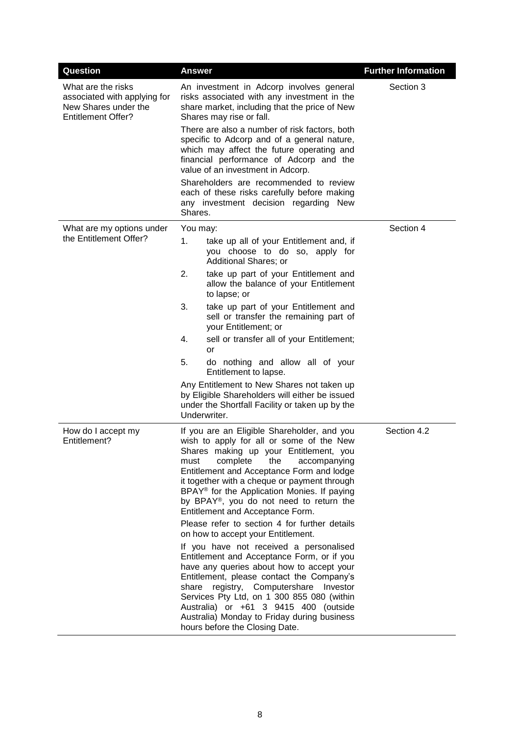| Question | Answer | Further Information |
|---|---|---|
| What are the risks associated with applying for New Shares under the Entitlement Offer? | An investment in Adcorp involves general risks associated with any investment in the share market, including that the price of New Shares may rise or fall.<br><br>There are also a number of risk factors, both specific to Adcorp and of a general nature, which may affect the future operating and financial performance of Adcorp and the value of an investment in Adcorp.<br><br>Shareholders are recommended to review each of these risks carefully before making any investment decision regarding New Shares. | Section 3 |
| What are my options under the Entitlement Offer? | You may:<br><br>1. take up all of your Entitlement and, if you choose to do so, apply for Additional Shares; or<br><br>2. take up part of your Entitlement and allow the balance of your Entitlement to lapse; or<br><br>3. take up part of your Entitlement and sell or transfer the remaining part of your Entitlement; or<br><br>4. sell or transfer all of your Entitlement; or<br><br>5. do nothing and allow all of your Entitlement to lapse.<br><br>Any Entitlement to New Shares not taken up by Eligible Shareholders will either be issued under the Shortfall Facility or taken up by the Underwriter. | Section 4 |
| How do I accept my Entitlement? | If you are an Eligible Shareholder, and you wish to apply for all or some of the New Shares making up your Entitlement, you must complete the accompanying Entitlement and Acceptance Form and lodge it together with a cheque or payment through BPAY® for the Application Monies. If paying by BPAY®, you do not need to return the Entitlement and Acceptance Form.<br><br>Please refer to section 4 for further details on how to accept your Entitlement.<br><br>If you have not received a personalised Entitlement and Acceptance Form, or if you have any queries about how to accept your Entitlement, please contact the Company's share registry, Computershare Investor Services Pty Ltd, on 1 300 855 080 (within Australia) or +61 3 9415 400 (outside Australia) Monday to Friday during business hours before the Closing Date. | Section 4.2 |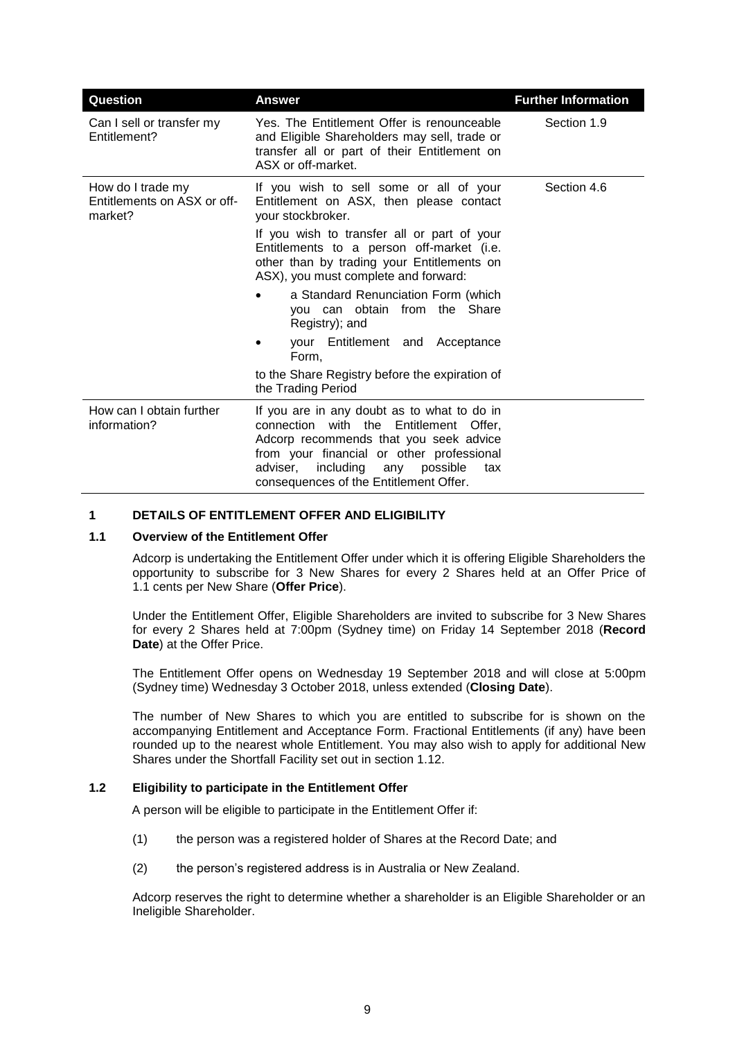| Question | Answer | Further Information |
| --- | --- | --- |
| Can I sell or transfer my Entitlement? | Yes. The Entitlement Offer is renounceable and Eligible Shareholders may sell, trade or transfer all or part of their Entitlement on ASX or off-market. | Section 1.9 |
| How do I trade my Entitlements on ASX or off-market? | If you wish to sell some or all of your Entitlement on ASX, then please contact your stockbroker.<br><br>If you wish to transfer all or part of your Entitlements to a person off-market (i.e. other than by trading your Entitlements on ASX), you must complete and forward:<br><br>• a Standard Renunciation Form (which you can obtain from the Share Registry); and<br><br>• your Entitlement and Acceptance Form,<br><br>to the Share Registry before the expiration of the Trading Period | Section 4.6 |
| How can I obtain further information? | If you are in any doubt as to what to do in connection with the Entitlement Offer, Adcorp recommends that you seek advice from your financial or other professional adviser, including any possible tax consequences of the Entitlement Offer. | |

## 1 DETAILS OF ENTITLEMENT OFFER AND ELIGIBILITY

### 1.1 Overview of the Entitlement Offer

Adcorp is undertaking the Entitlement Offer under which it is offering Eligible Shareholders the opportunity to subscribe for 3 New Shares for every 2 Shares held at an Offer Price of 1.1 cents per New Share (**Offer Price**).

Under the Entitlement Offer, Eligible Shareholders are invited to subscribe for 3 New Shares for every 2 Shares held at 7:00pm (Sydney time) on Friday 14 September 2018 (**Record Date**) at the Offer Price.

The Entitlement Offer opens on Wednesday 19 September 2018 and will close at 5:00pm (Sydney time) Wednesday 3 October 2018, unless extended (**Closing Date**).

The number of New Shares to which you are entitled to subscribe for is shown on the accompanying Entitlement and Acceptance Form. Fractional Entitlements (if any) have been rounded up to the nearest whole Entitlement. You may also wish to apply for additional New Shares under the Shortfall Facility set out in section 1.12.

### 1.2 Eligibility to participate in the Entitlement Offer

A person will be eligible to participate in the Entitlement Offer if:

(1) the person was a registered holder of Shares at the Record Date; and

(2) the person's registered address is in Australia or New Zealand.

Adcorp reserves the right to determine whether a shareholder is an Eligible Shareholder or an Ineligible Shareholder.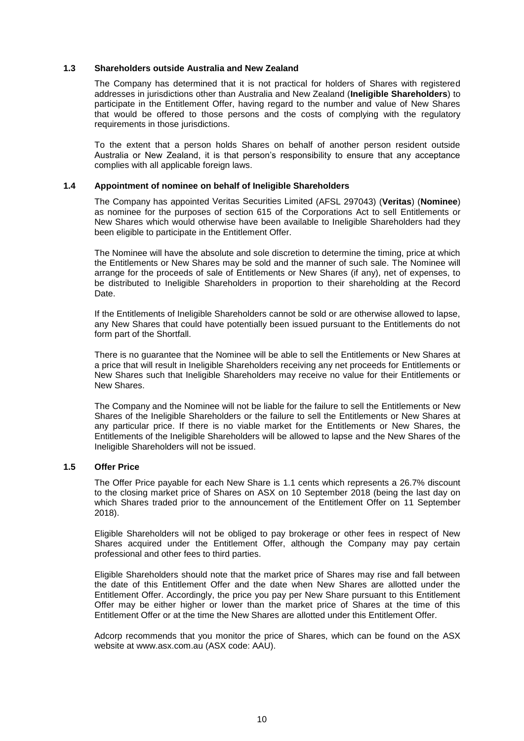### 1.3 Shareholders outside Australia and New Zealand

The Company has determined that it is not practical for holders of Shares with registered addresses in jurisdictions other than Australia and New Zealand (**Ineligible Shareholders**) to participate in the Entitlement Offer, having regard to the number and value of New Shares that would be offered to those persons and the costs of complying with the regulatory requirements in those jurisdictions.

To the extent that a person holds Shares on behalf of another person resident outside Australia or New Zealand, it is that person's responsibility to ensure that any acceptance complies with all applicable foreign laws.

### 1.4 Appointment of nominee on behalf of Ineligible Shareholders

The Company has appointed Veritas Securities Limited (AFSL 297043) (**Veritas**) (**Nominee**) as nominee for the purposes of section 615 of the Corporations Act to sell Entitlements or New Shares which would otherwise have been available to Ineligible Shareholders had they been eligible to participate in the Entitlement Offer.

The Nominee will have the absolute and sole discretion to determine the timing, price at which the Entitlements or New Shares may be sold and the manner of such sale. The Nominee will arrange for the proceeds of sale of Entitlements or New Shares (if any), net of expenses, to be distributed to Ineligible Shareholders in proportion to their shareholding at the Record Date.

If the Entitlements of Ineligible Shareholders cannot be sold or are otherwise allowed to lapse, any New Shares that could have potentially been issued pursuant to the Entitlements do not form part of the Shortfall.

There is no guarantee that the Nominee will be able to sell the Entitlements or New Shares at a price that will result in Ineligible Shareholders receiving any net proceeds for Entitlements or New Shares such that Ineligible Shareholders may receive no value for their Entitlements or New Shares.

The Company and the Nominee will not be liable for the failure to sell the Entitlements or New Shares of the Ineligible Shareholders or the failure to sell the Entitlements or New Shares at any particular price. If there is no viable market for the Entitlements or New Shares, the Entitlements of the Ineligible Shareholders will be allowed to lapse and the New Shares of the Ineligible Shareholders will not be issued.

### 1.5 Offer Price

The Offer Price payable for each New Share is 1.1 cents which represents a 26.7% discount to the closing market price of Shares on ASX on 10 September 2018 (being the last day on which Shares traded prior to the announcement of the Entitlement Offer on 11 September 2018).

Eligible Shareholders will not be obliged to pay brokerage or other fees in respect of New Shares acquired under the Entitlement Offer, although the Company may pay certain professional and other fees to third parties.

Eligible Shareholders should note that the market price of Shares may rise and fall between the date of this Entitlement Offer and the date when New Shares are allotted under the Entitlement Offer. Accordingly, the price you pay per New Share pursuant to this Entitlement Offer may be either higher or lower than the market price of Shares at the time of this Entitlement Offer or at the time the New Shares are allotted under this Entitlement Offer.

Adcorp recommends that you monitor the price of Shares, which can be found on the ASX website at www.asx.com.au (ASX code: AAU).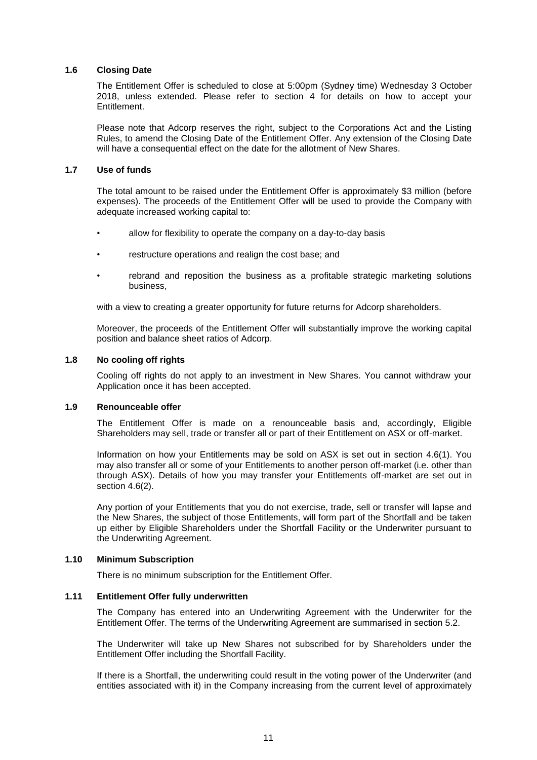### 1.6 Closing Date

The Entitlement Offer is scheduled to close at 5:00pm (Sydney time) Wednesday 3 October 2018, unless extended. Please refer to section 4 for details on how to accept your Entitlement.

Please note that Adcorp reserves the right, subject to the Corporations Act and the Listing Rules, to amend the Closing Date of the Entitlement Offer. Any extension of the Closing Date will have a consequential effect on the date for the allotment of New Shares.

### 1.7 Use of funds

The total amount to be raised under the Entitlement Offer is approximately $3 million (before expenses). The proceeds of the Entitlement Offer will be used to provide the Company with adequate increased working capital to:

- allow for flexibility to operate the company on a day-to-day basis
- restructure operations and realign the cost base; and
- rebrand and reposition the business as a profitable strategic marketing solutions business,

with a view to creating a greater opportunity for future returns for Adcorp shareholders.

Moreover, the proceeds of the Entitlement Offer will substantially improve the working capital position and balance sheet ratios of Adcorp.

### 1.8 No cooling off rights

Cooling off rights do not apply to an investment in New Shares. You cannot withdraw your Application once it has been accepted.

### 1.9 Renounceable offer

The Entitlement Offer is made on a renounceable basis and, accordingly, Eligible Shareholders may sell, trade or transfer all or part of their Entitlement on ASX or off-market.

Information on how your Entitlements may be sold on ASX is set out in section 4.6(1). You may also transfer all or some of your Entitlements to another person off-market (i.e. other than through ASX). Details of how you may transfer your Entitlements off-market are set out in section 4.6(2).

Any portion of your Entitlements that you do not exercise, trade, sell or transfer will lapse and the New Shares, the subject of those Entitlements, will form part of the Shortfall and be taken up either by Eligible Shareholders under the Shortfall Facility or the Underwriter pursuant to the Underwriting Agreement.

### 1.10 Minimum Subscription

There is no minimum subscription for the Entitlement Offer.

### 1.11 Entitlement Offer fully underwritten

The Company has entered into an Underwriting Agreement with the Underwriter for the Entitlement Offer. The terms of the Underwriting Agreement are summarised in section 5.2.

The Underwriter will take up New Shares not subscribed for by Shareholders under the Entitlement Offer including the Shortfall Facility.

If there is a Shortfall, the underwriting could result in the voting power of the Underwriter (and entities associated with it) in the Company increasing from the current level of approximately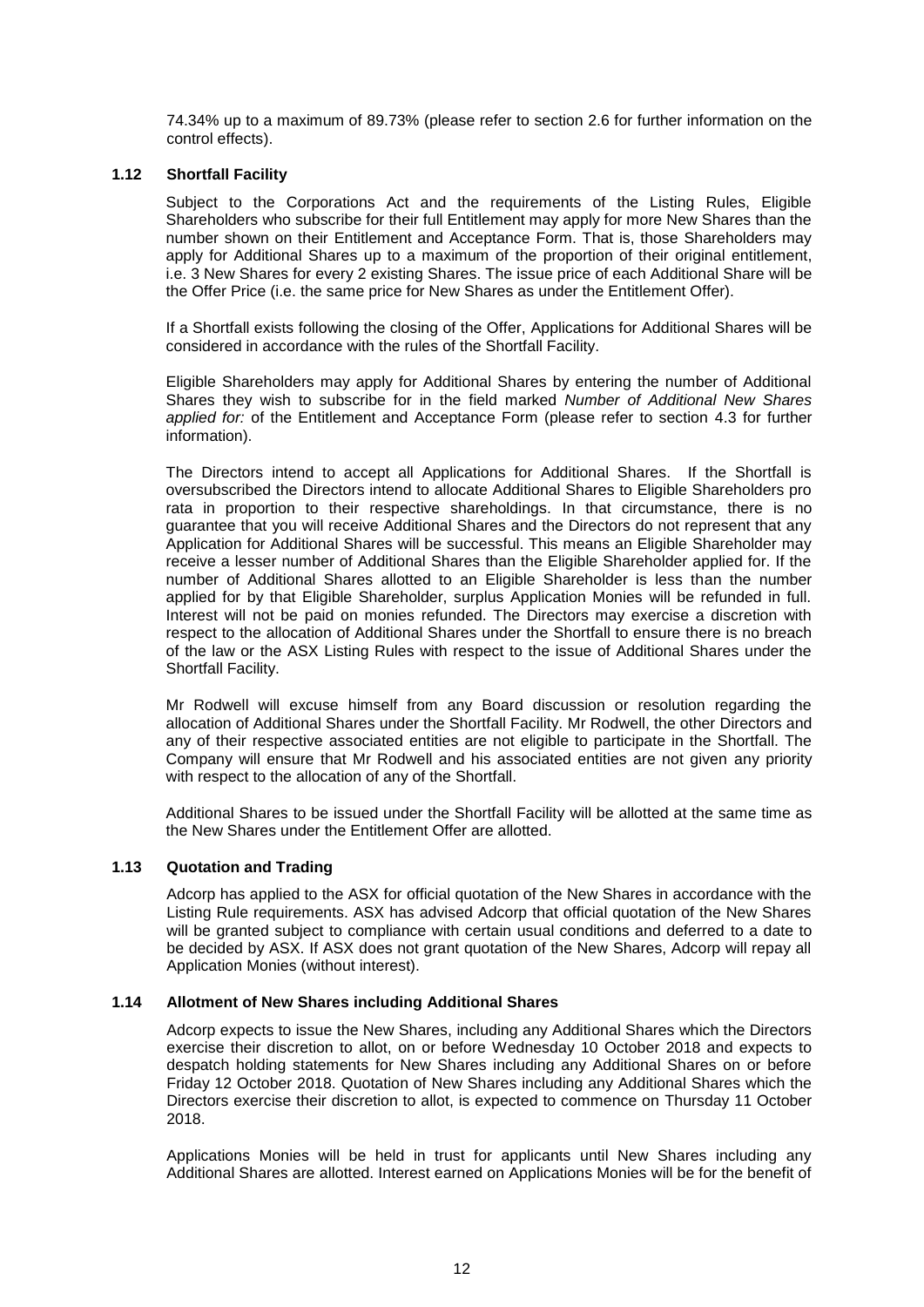74.34% up to a maximum of 89.73% (please refer to section 2.6 for further information on the control effects).

### 1.12 Shortfall Facility

Subject to the Corporations Act and the requirements of the Listing Rules, Eligible Shareholders who subscribe for their full Entitlement may apply for more New Shares than the number shown on their Entitlement and Acceptance Form. That is, those Shareholders may apply for Additional Shares up to a maximum of the proportion of their original entitlement, i.e. 3 New Shares for every 2 existing Shares. The issue price of each Additional Share will be the Offer Price (i.e. the same price for New Shares as under the Entitlement Offer).

If a Shortfall exists following the closing of the Offer, Applications for Additional Shares will be considered in accordance with the rules of the Shortfall Facility.

Eligible Shareholders may apply for Additional Shares by entering the number of Additional Shares they wish to subscribe for in the field marked *Number of Additional New Shares applied for:* of the Entitlement and Acceptance Form (please refer to section 4.3 for further information).

The Directors intend to accept all Applications for Additional Shares. If the Shortfall is oversubscribed the Directors intend to allocate Additional Shares to Eligible Shareholders pro rata in proportion to their respective shareholdings. In that circumstance, there is no guarantee that you will receive Additional Shares and the Directors do not represent that any Application for Additional Shares will be successful. This means an Eligible Shareholder may receive a lesser number of Additional Shares than the Eligible Shareholder applied for. If the number of Additional Shares allotted to an Eligible Shareholder is less than the number applied for by that Eligible Shareholder, surplus Application Monies will be refunded in full. Interest will not be paid on monies refunded. The Directors may exercise a discretion with respect to the allocation of Additional Shares under the Shortfall to ensure there is no breach of the law or the ASX Listing Rules with respect to the issue of Additional Shares under the Shortfall Facility.

Mr Rodwell will excuse himself from any Board discussion or resolution regarding the allocation of Additional Shares under the Shortfall Facility. Mr Rodwell, the other Directors and any of their respective associated entities are not eligible to participate in the Shortfall. The Company will ensure that Mr Rodwell and his associated entities are not given any priority with respect to the allocation of any of the Shortfall.

Additional Shares to be issued under the Shortfall Facility will be allotted at the same time as the New Shares under the Entitlement Offer are allotted.

### 1.13 Quotation and Trading

Adcorp has applied to the ASX for official quotation of the New Shares in accordance with the Listing Rule requirements. ASX has advised Adcorp that official quotation of the New Shares will be granted subject to compliance with certain usual conditions and deferred to a date to be decided by ASX. If ASX does not grant quotation of the New Shares, Adcorp will repay all Application Monies (without interest).

### 1.14 Allotment of New Shares including Additional Shares

Adcorp expects to issue the New Shares, including any Additional Shares which the Directors exercise their discretion to allot, on or before Wednesday 10 October 2018 and expects to despatch holding statements for New Shares including any Additional Shares on or before Friday 12 October 2018. Quotation of New Shares including any Additional Shares which the Directors exercise their discretion to allot, is expected to commence on Thursday 11 October 2018.

Applications Monies will be held in trust for applicants until New Shares including any Additional Shares are allotted. Interest earned on Applications Monies will be for the benefit of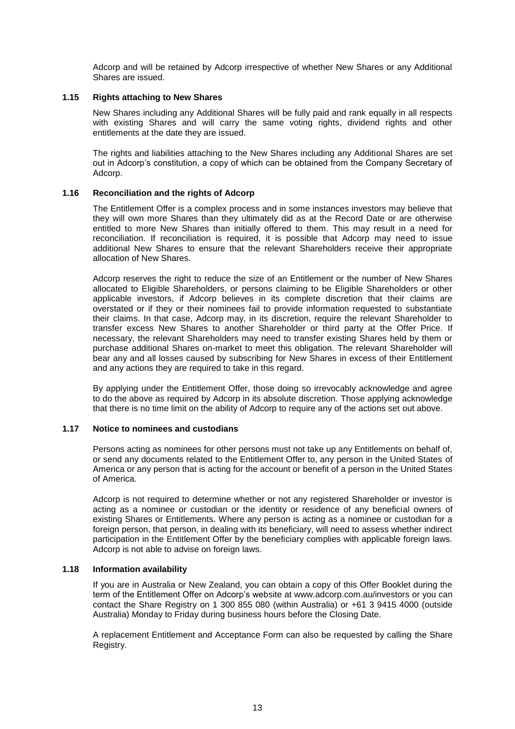Adcorp and will be retained by Adcorp irrespective of whether New Shares or any Additional Shares are issued.

### 1.15 Rights attaching to New Shares

New Shares including any Additional Shares will be fully paid and rank equally in all respects with existing Shares and will carry the same voting rights, dividend rights and other entitlements at the date they are issued.

The rights and liabilities attaching to the New Shares including any Additional Shares are set out in Adcorp's constitution, a copy of which can be obtained from the Company Secretary of Adcorp.

### 1.16 Reconciliation and the rights of Adcorp

The Entitlement Offer is a complex process and in some instances investors may believe that they will own more Shares than they ultimately did as at the Record Date or are otherwise entitled to more New Shares than initially offered to them. This may result in a need for reconciliation. If reconciliation is required, it is possible that Adcorp may need to issue additional New Shares to ensure that the relevant Shareholders receive their appropriate allocation of New Shares.

Adcorp reserves the right to reduce the size of an Entitlement or the number of New Shares allocated to Eligible Shareholders, or persons claiming to be Eligible Shareholders or other applicable investors, if Adcorp believes in its complete discretion that their claims are overstated or if they or their nominees fail to provide information requested to substantiate their claims. In that case, Adcorp may, in its discretion, require the relevant Shareholder to transfer excess New Shares to another Shareholder or third party at the Offer Price. If necessary, the relevant Shareholders may need to transfer existing Shares held by them or purchase additional Shares on-market to meet this obligation. The relevant Shareholder will bear any and all losses caused by subscribing for New Shares in excess of their Entitlement and any actions they are required to take in this regard.

By applying under the Entitlement Offer, those doing so irrevocably acknowledge and agree to do the above as required by Adcorp in its absolute discretion. Those applying acknowledge that there is no time limit on the ability of Adcorp to require any of the actions set out above.

### 1.17 Notice to nominees and custodians

Persons acting as nominees for other persons must not take up any Entitlements on behalf of, or send any documents related to the Entitlement Offer to, any person in the United States of America or any person that is acting for the account or benefit of a person in the United States of America.

Adcorp is not required to determine whether or not any registered Shareholder or investor is acting as a nominee or custodian or the identity or residence of any beneficial owners of existing Shares or Entitlements. Where any person is acting as a nominee or custodian for a foreign person, that person, in dealing with its beneficiary, will need to assess whether indirect participation in the Entitlement Offer by the beneficiary complies with applicable foreign laws. Adcorp is not able to advise on foreign laws.

### 1.18 Information availability

If you are in Australia or New Zealand, you can obtain a copy of this Offer Booklet during the term of the Entitlement Offer on Adcorp's website at www.adcorp.com.au/investors or you can contact the Share Registry on 1 300 855 080 (within Australia) or +61 3 9415 4000 (outside Australia) Monday to Friday during business hours before the Closing Date.

A replacement Entitlement and Acceptance Form can also be requested by calling the Share Registry.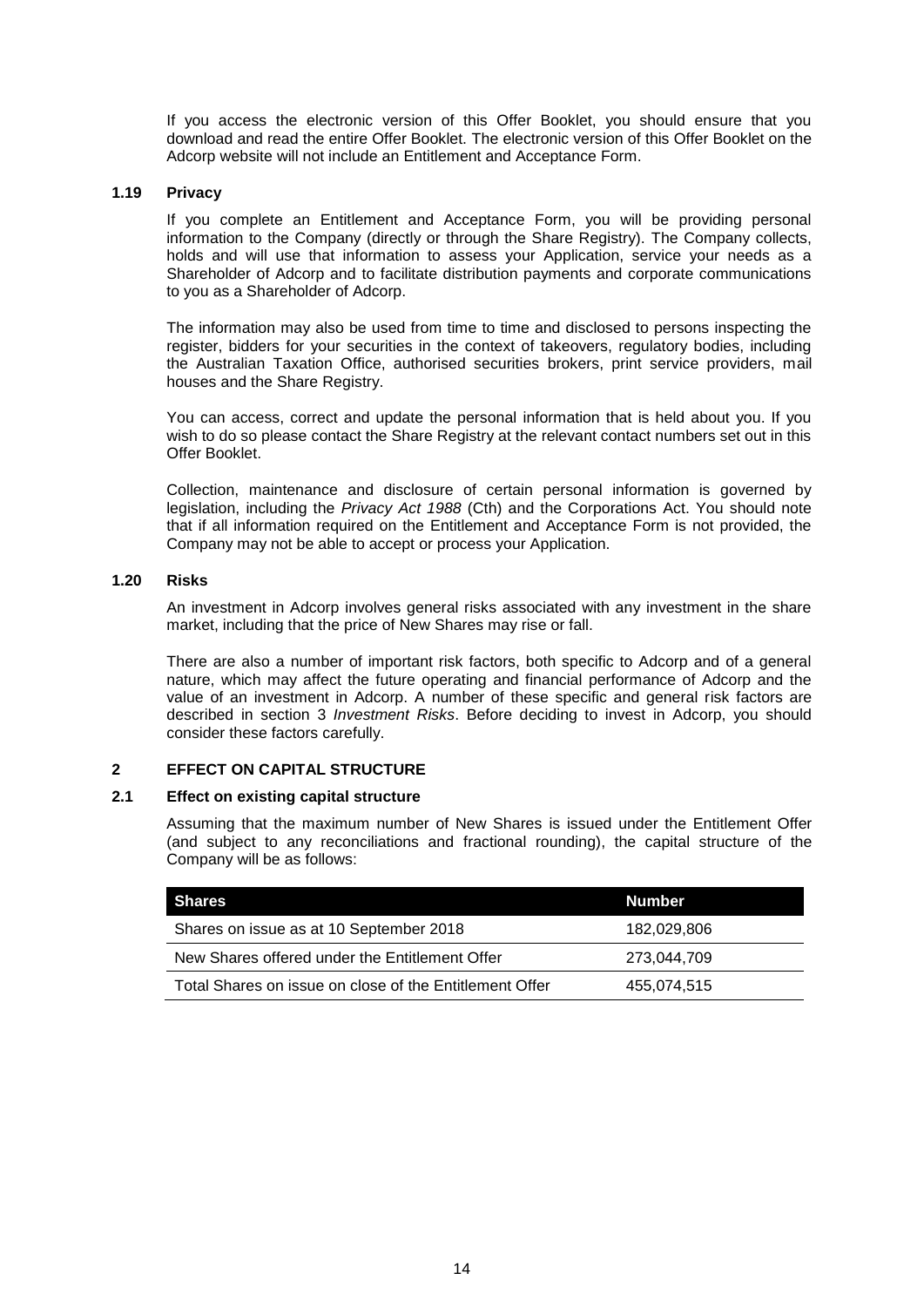If you access the electronic version of this Offer Booklet, you should ensure that you download and read the entire Offer Booklet. The electronic version of this Offer Booklet on the Adcorp website will not include an Entitlement and Acceptance Form.

### 1.19 Privacy

If you complete an Entitlement and Acceptance Form, you will be providing personal information to the Company (directly or through the Share Registry). The Company collects, holds and will use that information to assess your Application, service your needs as a Shareholder of Adcorp and to facilitate distribution payments and corporate communications to you as a Shareholder of Adcorp.

The information may also be used from time to time and disclosed to persons inspecting the register, bidders for your securities in the context of takeovers, regulatory bodies, including the Australian Taxation Office, authorised securities brokers, print service providers, mail houses and the Share Registry.

You can access, correct and update the personal information that is held about you. If you wish to do so please contact the Share Registry at the relevant contact numbers set out in this Offer Booklet.

Collection, maintenance and disclosure of certain personal information is governed by legislation, including the *Privacy Act 1988* (Cth) and the Corporations Act. You should note that if all information required on the Entitlement and Acceptance Form is not provided, the Company may not be able to accept or process your Application.

### 1.20 Risks

An investment in Adcorp involves general risks associated with any investment in the share market, including that the price of New Shares may rise or fall.

There are also a number of important risk factors, both specific to Adcorp and of a general nature, which may affect the future operating and financial performance of Adcorp and the value of an investment in Adcorp. A number of these specific and general risk factors are described in section 3 *Investment Risks*. Before deciding to invest in Adcorp, you should consider these factors carefully.

## 2 EFFECT ON CAPITAL STRUCTURE

### 2.1 Effect on existing capital structure

Assuming that the maximum number of New Shares is issued under the Entitlement Offer (and subject to any reconciliations and fractional rounding), the capital structure of the Company will be as follows:

| Shares | Number |
| --- | --- |
| Shares on issue as at 10 September 2018 | 182,029,806 |
| New Shares offered under the Entitlement Offer | 273,044,709 |
| Total Shares on issue on close of the Entitlement Offer | 455,074,515 |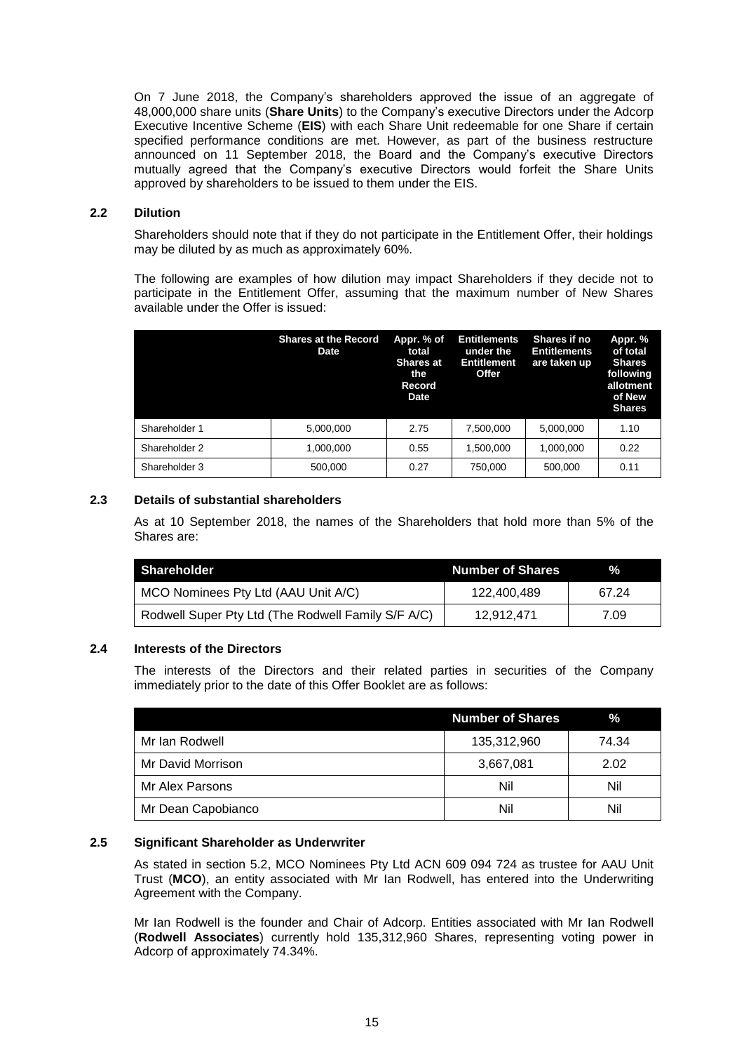On 7 June 2018, the Company's shareholders approved the issue of an aggregate of 48,000,000 share units (**Share Units**) to the Company's executive Directors under the Adcorp Executive Incentive Scheme (**EIS**) with each Share Unit redeemable for one Share if certain specified performance conditions are met. However, as part of the business restructure announced on 11 September 2018, the Board and the Company's executive Directors mutually agreed that the Company's executive Directors would forfeit the Share Units approved by shareholders to be issued to them under the EIS.

### 2.2 Dilution

Shareholders should note that if they do not participate in the Entitlement Offer, their holdings may be diluted by as much as approximately 60%.

The following are examples of how dilution may impact Shareholders if they decide not to participate in the Entitlement Offer, assuming that the maximum number of New Shares available under the Offer is issued:

| | Shares at the Record Date | Appr. % of total Shares at the Record Date | Entitlements under the Entitlement Offer | Shares if no Entitlements are taken up | Appr. % of total Shares following allotment of New Shares |
|---|---|---|---|---|---|
| Shareholder 1 | 5,000,000 | 2.75 | 7,500,000 | 5,000,000 | 1.10 |
| Shareholder 2 | 1,000,000 | 0.55 | 1,500,000 | 1,000,000 | 0.22 |
| Shareholder 3 | 500,000 | 0.27 | 750,000 | 500,000 | 0.11 |

### 2.3 Details of substantial shareholders

As at 10 September 2018, the names of the Shareholders that hold more than 5% of the Shares are:

| Shareholder | Number of Shares | % |
|---|---|---|
| MCO Nominees Pty Ltd (AAU Unit A/C) | 122,400,489 | 67.24 |
| Rodwell Super Pty Ltd (The Rodwell Family S/F A/C) | 12,912,471 | 7.09 |

### 2.4 Interests of the Directors

The interests of the Directors and their related parties in securities of the Company immediately prior to the date of this Offer Booklet are as follows:

| | Number of Shares | % |
|---|---|---|
| Mr Ian Rodwell | 135,312,960 | 74.34 |
| Mr David Morrison | 3,667,081 | 2.02 |
| Mr Alex Parsons | Nil | Nil |
| Mr Dean Capobianco | Nil | Nil |

### 2.5 Significant Shareholder as Underwriter

As stated in section 5.2, MCO Nominees Pty Ltd ACN 609 094 724 as trustee for AAU Unit Trust (**MCO**), an entity associated with Mr Ian Rodwell, has entered into the Underwriting Agreement with the Company.

Mr Ian Rodwell is the founder and Chair of Adcorp. Entities associated with Mr Ian Rodwell (**Rodwell Associates**) currently hold 135,312,960 Shares, representing voting power in Adcorp of approximately 74.34%.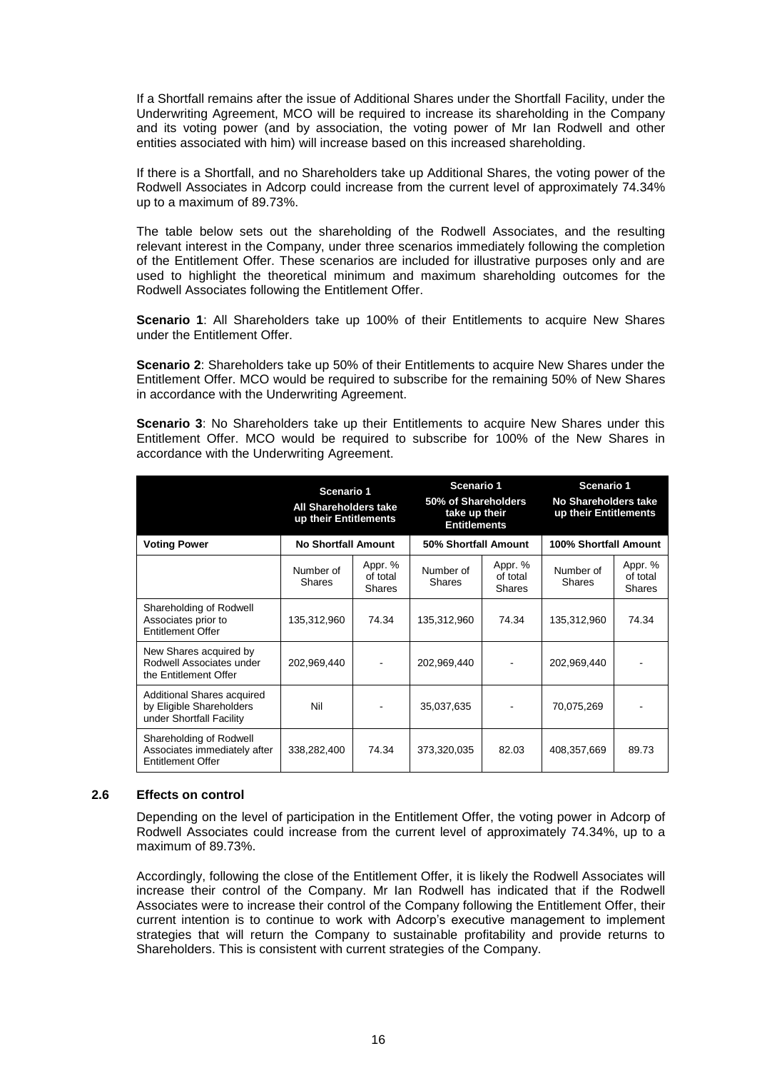If a Shortfall remains after the issue of Additional Shares under the Shortfall Facility, under the Underwriting Agreement, MCO will be required to increase its shareholding in the Company and its voting power (and by association, the voting power of Mr Ian Rodwell and other entities associated with him) will increase based on this increased shareholding.

If there is a Shortfall, and no Shareholders take up Additional Shares, the voting power of the Rodwell Associates in Adcorp could increase from the current level of approximately 74.34% up to a maximum of 89.73%.

The table below sets out the shareholding of the Rodwell Associates, and the resulting relevant interest in the Company, under three scenarios immediately following the completion of the Entitlement Offer. These scenarios are included for illustrative purposes only and are used to highlight the theoretical minimum and maximum shareholding outcomes for the Rodwell Associates following the Entitlement Offer.

**Scenario 1**: All Shareholders take up 100% of their Entitlements to acquire New Shares under the Entitlement Offer.

**Scenario 2**: Shareholders take up 50% of their Entitlements to acquire New Shares under the Entitlement Offer. MCO would be required to subscribe for the remaining 50% of New Shares in accordance with the Underwriting Agreement.

**Scenario 3**: No Shareholders take up their Entitlements to acquire New Shares under this Entitlement Offer. MCO would be required to subscribe for 100% of the New Shares in accordance with the Underwriting Agreement.

| | Scenario 1 All Shareholders take up their Entitlements | | Scenario 1 50% of Shareholders take up their Entitlements | | Scenario 1 No Shareholders take up their Entitlements | |
|---|---|---|---|---|---|---|
| **Voting Power** | **No Shortfall Amount** | | **50% Shortfall Amount** | | **100% Shortfall Amount** | |
| | Number of Shares | Appr. % of total Shares | Number of Shares | Appr. % of total Shares | Number of Shares | Appr. % of total Shares |
| Shareholding of Rodwell Associates prior to Entitlement Offer | 135,312,960 | 74.34 | 135,312,960 | 74.34 | 135,312,960 | 74.34 |
| New Shares acquired by Rodwell Associates under the Entitlement Offer | 202,969,440 | - | 202,969,440 | - | 202,969,440 | - |
| Additional Shares acquired by Eligible Shareholders under Shortfall Facility | Nil | - | 35,037,635 | - | 70,075,269 | - |
| Shareholding of Rodwell Associates immediately after Entitlement Offer | 338,282,400 | 74.34 | 373,320,035 | 82.03 | 408,357,669 | 89.73 |

## 2.6 Effects on control

Depending on the level of participation in the Entitlement Offer, the voting power in Adcorp of Rodwell Associates could increase from the current level of approximately 74.34%, up to a maximum of 89.73%.

Accordingly, following the close of the Entitlement Offer, it is likely the Rodwell Associates will increase their control of the Company. Mr Ian Rodwell has indicated that if the Rodwell Associates were to increase their control of the Company following the Entitlement Offer, their current intention is to continue to work with Adcorp's executive management to implement strategies that will return the Company to sustainable profitability and provide returns to Shareholders. This is consistent with current strategies of the Company.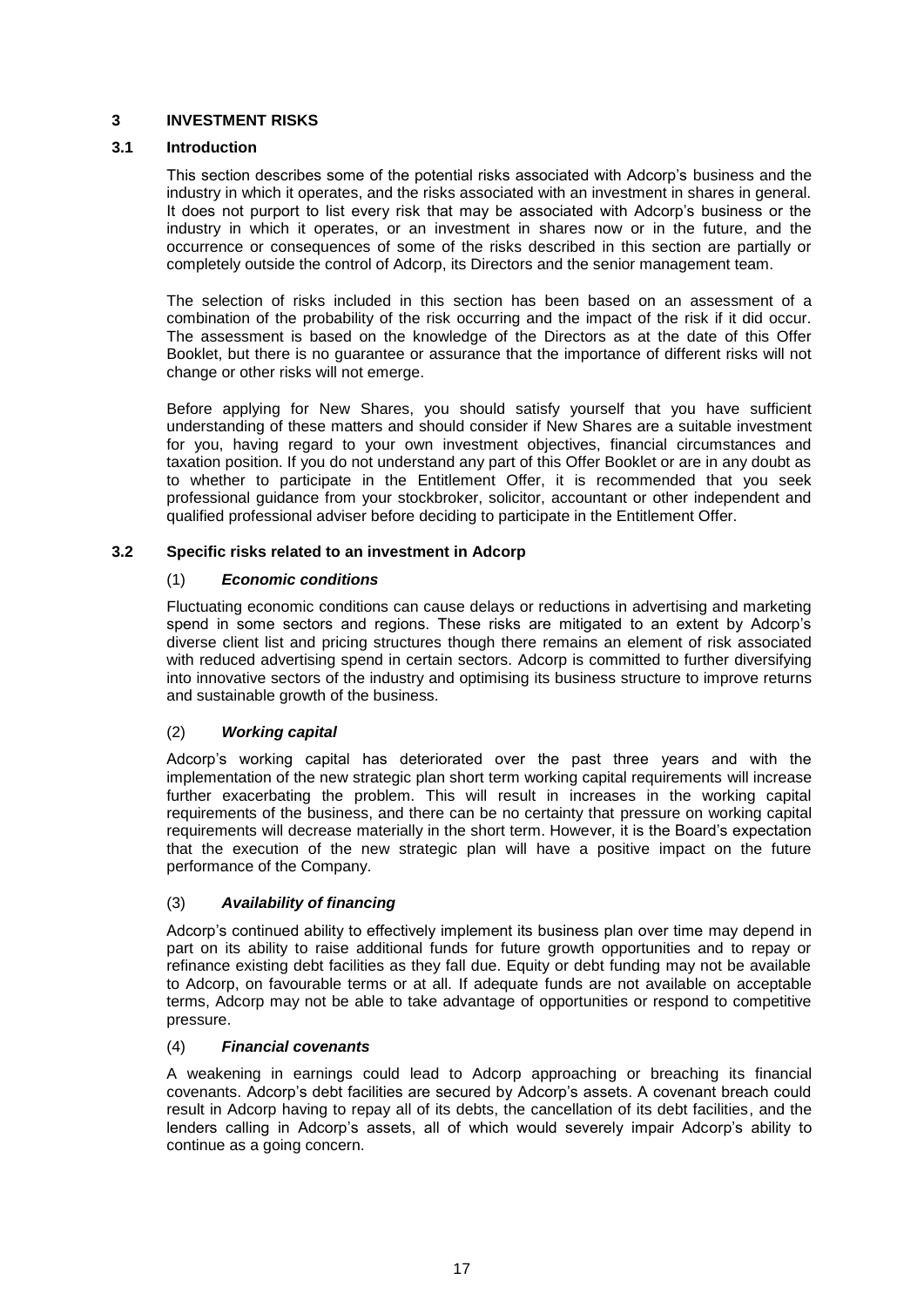# 3 INVESTMENT RISKS

## 3.1 Introduction

This section describes some of the potential risks associated with Adcorp's business and the industry in which it operates, and the risks associated with an investment in shares in general. It does not purport to list every risk that may be associated with Adcorp's business or the industry in which it operates, or an investment in shares now or in the future, and the occurrence or consequences of some of the risks described in this section are partially or completely outside the control of Adcorp, its Directors and the senior management team.

The selection of risks included in this section has been based on an assessment of a combination of the probability of the risk occurring and the impact of the risk if it did occur. The assessment is based on the knowledge of the Directors as at the date of this Offer Booklet, but there is no guarantee or assurance that the importance of different risks will not change or other risks will not emerge.

Before applying for New Shares, you should satisfy yourself that you have sufficient understanding of these matters and should consider if New Shares are a suitable investment for you, having regard to your own investment objectives, financial circumstances and taxation position. If you do not understand any part of this Offer Booklet or are in any doubt as to whether to participate in the Entitlement Offer, it is recommended that you seek professional guidance from your stockbroker, solicitor, accountant or other independent and qualified professional adviser before deciding to participate in the Entitlement Offer.

## 3.2 Specific risks related to an investment in Adcorp

### (1) *Economic conditions*

Fluctuating economic conditions can cause delays or reductions in advertising and marketing spend in some sectors and regions. These risks are mitigated to an extent by Adcorp's diverse client list and pricing structures though there remains an element of risk associated with reduced advertising spend in certain sectors. Adcorp is committed to further diversifying into innovative sectors of the industry and optimising its business structure to improve returns and sustainable growth of the business.

### (2) *Working capital*

Adcorp's working capital has deteriorated over the past three years and with the implementation of the new strategic plan short term working capital requirements will increase further exacerbating the problem. This will result in increases in the working capital requirements of the business, and there can be no certainty that pressure on working capital requirements will decrease materially in the short term. However, it is the Board's expectation that the execution of the new strategic plan will have a positive impact on the future performance of the Company.

### (3) *Availability of financing*

Adcorp's continued ability to effectively implement its business plan over time may depend in part on its ability to raise additional funds for future growth opportunities and to repay or refinance existing debt facilities as they fall due. Equity or debt funding may not be available to Adcorp, on favourable terms or at all. If adequate funds are not available on acceptable terms, Adcorp may not be able to take advantage of opportunities or respond to competitive pressure.

### (4) *Financial covenants*

A weakening in earnings could lead to Adcorp approaching or breaching its financial covenants. Adcorp's debt facilities are secured by Adcorp's assets. A covenant breach could result in Adcorp having to repay all of its debts, the cancellation of its debt facilities, and the lenders calling in Adcorp's assets, all of which would severely impair Adcorp's ability to continue as a going concern.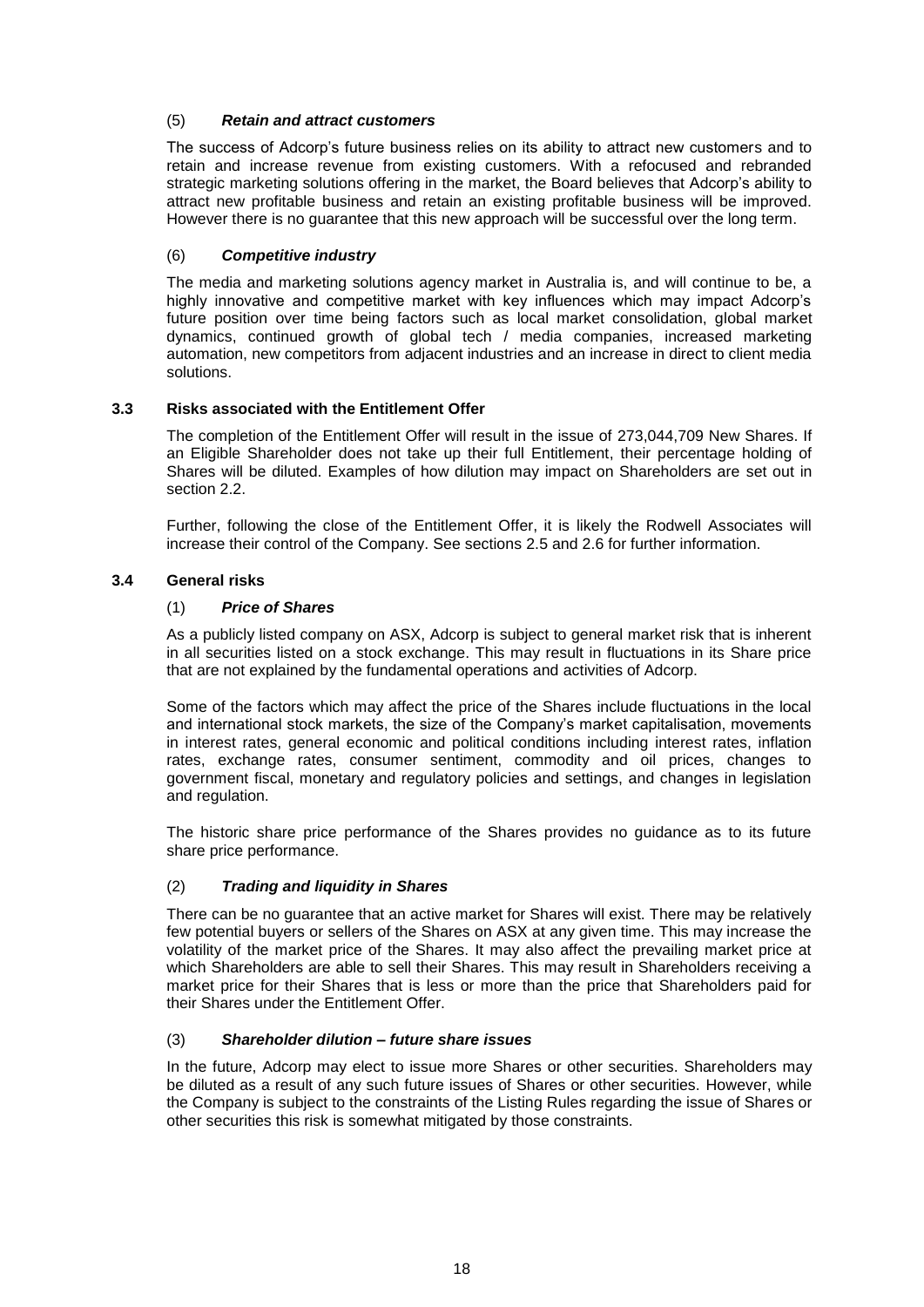(5) ***Retain and attract customers***

The success of Adcorp's future business relies on its ability to attract new customers and to retain and increase revenue from existing customers. With a refocused and rebranded strategic marketing solutions offering in the market, the Board believes that Adcorp's ability to attract new profitable business and retain an existing profitable business will be improved. However there is no guarantee that this new approach will be successful over the long term.

(6) ***Competitive industry***

The media and marketing solutions agency market in Australia is, and will continue to be, a highly innovative and competitive market with key influences which may impact Adcorp's future position over time being factors such as local market consolidation, global market dynamics, continued growth of global tech / media companies, increased marketing automation, new competitors from adjacent industries and an increase in direct to client media solutions.

### 3.3 Risks associated with the Entitlement Offer

The completion of the Entitlement Offer will result in the issue of 273,044,709 New Shares. If an Eligible Shareholder does not take up their full Entitlement, their percentage holding of Shares will be diluted. Examples of how dilution may impact on Shareholders are set out in section 2.2.

Further, following the close of the Entitlement Offer, it is likely the Rodwell Associates will increase their control of the Company. See sections 2.5 and 2.6 for further information.

### 3.4 General risks

(1) ***Price of Shares***

As a publicly listed company on ASX, Adcorp is subject to general market risk that is inherent in all securities listed on a stock exchange. This may result in fluctuations in its Share price that are not explained by the fundamental operations and activities of Adcorp.

Some of the factors which may affect the price of the Shares include fluctuations in the local and international stock markets, the size of the Company's market capitalisation, movements in interest rates, general economic and political conditions including interest rates, inflation rates, exchange rates, consumer sentiment, commodity and oil prices, changes to government fiscal, monetary and regulatory policies and settings, and changes in legislation and regulation.

The historic share price performance of the Shares provides no guidance as to its future share price performance.

(2) ***Trading and liquidity in Shares***

There can be no guarantee that an active market for Shares will exist. There may be relatively few potential buyers or sellers of the Shares on ASX at any given time. This may increase the volatility of the market price of the Shares. It may also affect the prevailing market price at which Shareholders are able to sell their Shares. This may result in Shareholders receiving a market price for their Shares that is less or more than the price that Shareholders paid for their Shares under the Entitlement Offer.

(3) ***Shareholder dilution – future share issues***

In the future, Adcorp may elect to issue more Shares or other securities. Shareholders may be diluted as a result of any such future issues of Shares or other securities. However, while the Company is subject to the constraints of the Listing Rules regarding the issue of Shares or other securities this risk is somewhat mitigated by those constraints.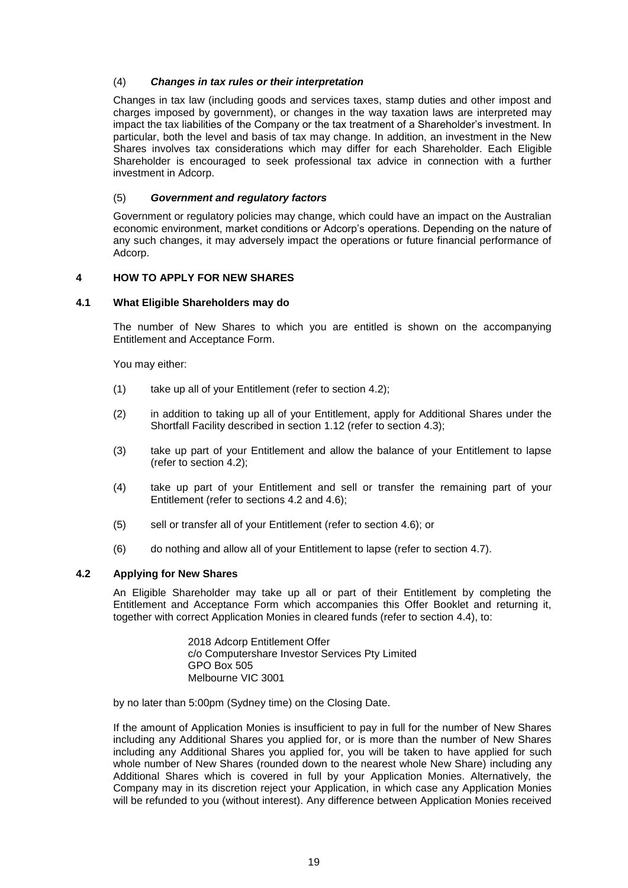#### (4) ***Changes in tax rules or their interpretation***

Changes in tax law (including goods and services taxes, stamp duties and other impost and charges imposed by government), or changes in the way taxation laws are interpreted may impact the tax liabilities of the Company or the tax treatment of a Shareholder's investment. In particular, both the level and basis of tax may change. In addition, an investment in the New Shares involves tax considerations which may differ for each Shareholder. Each Eligible Shareholder is encouraged to seek professional tax advice in connection with a further investment in Adcorp.

#### (5) ***Government and regulatory factors***

Government or regulatory policies may change, which could have an impact on the Australian economic environment, market conditions or Adcorp's operations. Depending on the nature of any such changes, it may adversely impact the operations or future financial performance of Adcorp.

## 4 HOW TO APPLY FOR NEW SHARES

### 4.1 What Eligible Shareholders may do

The number of New Shares to which you are entitled is shown on the accompanying Entitlement and Acceptance Form.

You may either:

(1) take up all of your Entitlement (refer to section 4.2);

(2) in addition to taking up all of your Entitlement, apply for Additional Shares under the Shortfall Facility described in section 1.12 (refer to section 4.3);

(3) take up part of your Entitlement and allow the balance of your Entitlement to lapse (refer to section 4.2);

(4) take up part of your Entitlement and sell or transfer the remaining part of your Entitlement (refer to sections 4.2 and 4.6);

(5) sell or transfer all of your Entitlement (refer to section 4.6); or

(6) do nothing and allow all of your Entitlement to lapse (refer to section 4.7).

### 4.2 Applying for New Shares

An Eligible Shareholder may take up all or part of their Entitlement by completing the Entitlement and Acceptance Form which accompanies this Offer Booklet and returning it, together with correct Application Monies in cleared funds (refer to section 4.4), to:

> 2018 Adcorp Entitlement Offer
> c/o Computershare Investor Services Pty Limited
> GPO Box 505
> Melbourne VIC 3001

by no later than 5:00pm (Sydney time) on the Closing Date.

If the amount of Application Monies is insufficient to pay in full for the number of New Shares including any Additional Shares you applied for, or is more than the number of New Shares including any Additional Shares you applied for, you will be taken to have applied for such whole number of New Shares (rounded down to the nearest whole New Share) including any Additional Shares which is covered in full by your Application Monies. Alternatively, the Company may in its discretion reject your Application, in which case any Application Monies will be refunded to you (without interest). Any difference between Application Monies received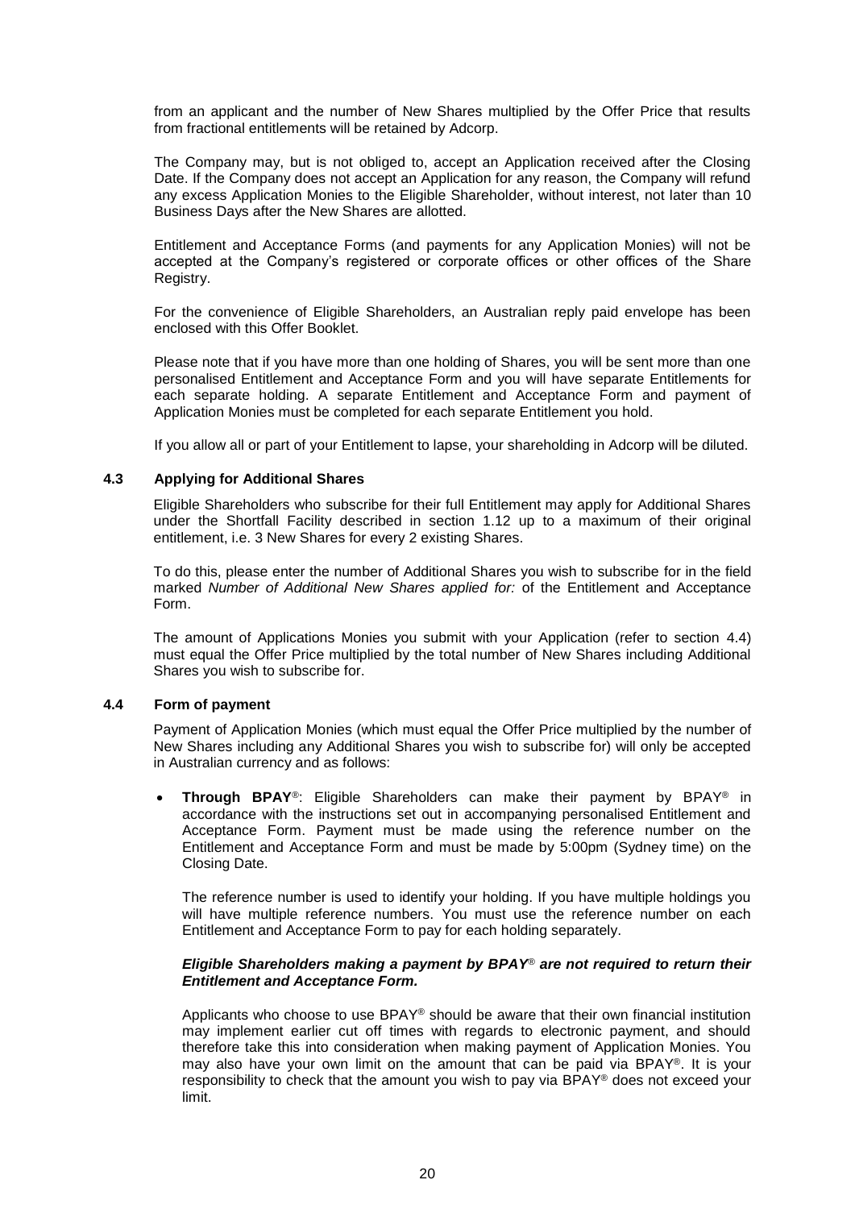from an applicant and the number of New Shares multiplied by the Offer Price that results from fractional entitlements will be retained by Adcorp.

The Company may, but is not obliged to, accept an Application received after the Closing Date. If the Company does not accept an Application for any reason, the Company will refund any excess Application Monies to the Eligible Shareholder, without interest, not later than 10 Business Days after the New Shares are allotted.

Entitlement and Acceptance Forms (and payments for any Application Monies) will not be accepted at the Company's registered or corporate offices or other offices of the Share Registry.

For the convenience of Eligible Shareholders, an Australian reply paid envelope has been enclosed with this Offer Booklet.

Please note that if you have more than one holding of Shares, you will be sent more than one personalised Entitlement and Acceptance Form and you will have separate Entitlements for each separate holding. A separate Entitlement and Acceptance Form and payment of Application Monies must be completed for each separate Entitlement you hold.

If you allow all or part of your Entitlement to lapse, your shareholding in Adcorp will be diluted.

### 4.3 Applying for Additional Shares

Eligible Shareholders who subscribe for their full Entitlement may apply for Additional Shares under the Shortfall Facility described in section 1.12 up to a maximum of their original entitlement, i.e. 3 New Shares for every 2 existing Shares.

To do this, please enter the number of Additional Shares you wish to subscribe for in the field marked *Number of Additional New Shares applied for:* of the Entitlement and Acceptance Form.

The amount of Applications Monies you submit with your Application (refer to section 4.4) must equal the Offer Price multiplied by the total number of New Shares including Additional Shares you wish to subscribe for.

### 4.4 Form of payment

Payment of Application Monies (which must equal the Offer Price multiplied by the number of New Shares including any Additional Shares you wish to subscribe for) will only be accepted in Australian currency and as follows:

- **Through BPAY®**: Eligible Shareholders can make their payment by BPAY® in accordance with the instructions set out in accompanying personalised Entitlement and Acceptance Form. Payment must be made using the reference number on the Entitlement and Acceptance Form and must be made by 5:00pm (Sydney time) on the Closing Date.

  The reference number is used to identify your holding. If you have multiple holdings you will have multiple reference numbers. You must use the reference number on each Entitlement and Acceptance Form to pay for each holding separately.

  ***Eligible Shareholders making a payment by BPAY® are not required to return their Entitlement and Acceptance Form.***

  Applicants who choose to use BPAY® should be aware that their own financial institution may implement earlier cut off times with regards to electronic payment, and should therefore take this into consideration when making payment of Application Monies. You may also have your own limit on the amount that can be paid via BPAY®. It is your responsibility to check that the amount you wish to pay via BPAY® does not exceed your limit.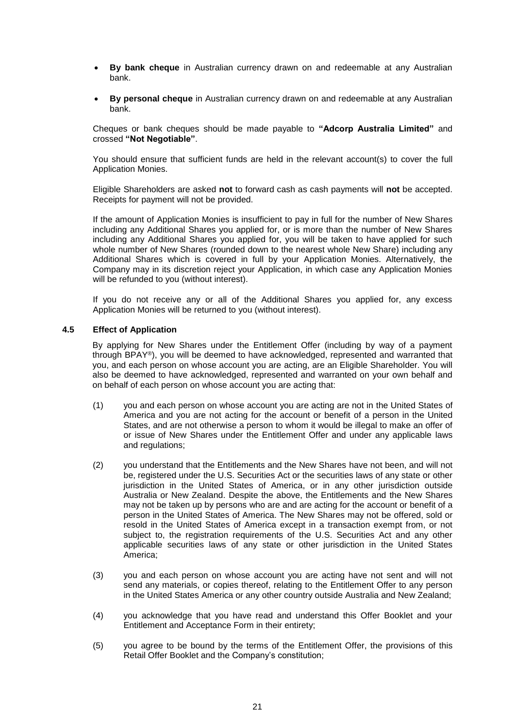- **By bank cheque** in Australian currency drawn on and redeemable at any Australian bank.
- **By personal cheque** in Australian currency drawn on and redeemable at any Australian bank.

Cheques or bank cheques should be made payable to **"Adcorp Australia Limited"** and crossed **"Not Negotiable"**.

You should ensure that sufficient funds are held in the relevant account(s) to cover the full Application Monies.

Eligible Shareholders are asked **not** to forward cash as cash payments will **not** be accepted. Receipts for payment will not be provided.

If the amount of Application Monies is insufficient to pay in full for the number of New Shares including any Additional Shares you applied for, or is more than the number of New Shares including any Additional Shares you applied for, you will be taken to have applied for such whole number of New Shares (rounded down to the nearest whole New Share) including any Additional Shares which is covered in full by your Application Monies. Alternatively, the Company may in its discretion reject your Application, in which case any Application Monies will be refunded to you (without interest).

If you do not receive any or all of the Additional Shares you applied for, any excess Application Monies will be returned to you (without interest).

### 4.5 Effect of Application

By applying for New Shares under the Entitlement Offer (including by way of a payment through BPAY®), you will be deemed to have acknowledged, represented and warranted that you, and each person on whose account you are acting, are an Eligible Shareholder. You will also be deemed to have acknowledged, represented and warranted on your own behalf and on behalf of each person on whose account you are acting that:

(1) you and each person on whose account you are acting are not in the United States of America and you are not acting for the account or benefit of a person in the United States, and are not otherwise a person to whom it would be illegal to make an offer of or issue of New Shares under the Entitlement Offer and under any applicable laws and regulations;

(2) you understand that the Entitlements and the New Shares have not been, and will not be, registered under the U.S. Securities Act or the securities laws of any state or other jurisdiction in the United States of America, or in any other jurisdiction outside Australia or New Zealand. Despite the above, the Entitlements and the New Shares may not be taken up by persons who are and are acting for the account or benefit of a person in the United States of America. The New Shares may not be offered, sold or resold in the United States of America except in a transaction exempt from, or not subject to, the registration requirements of the U.S. Securities Act and any other applicable securities laws of any state or other jurisdiction in the United States America;

(3) you and each person on whose account you are acting have not sent and will not send any materials, or copies thereof, relating to the Entitlement Offer to any person in the United States America or any other country outside Australia and New Zealand;

(4) you acknowledge that you have read and understand this Offer Booklet and your Entitlement and Acceptance Form in their entirety;

(5) you agree to be bound by the terms of the Entitlement Offer, the provisions of this Retail Offer Booklet and the Company's constitution;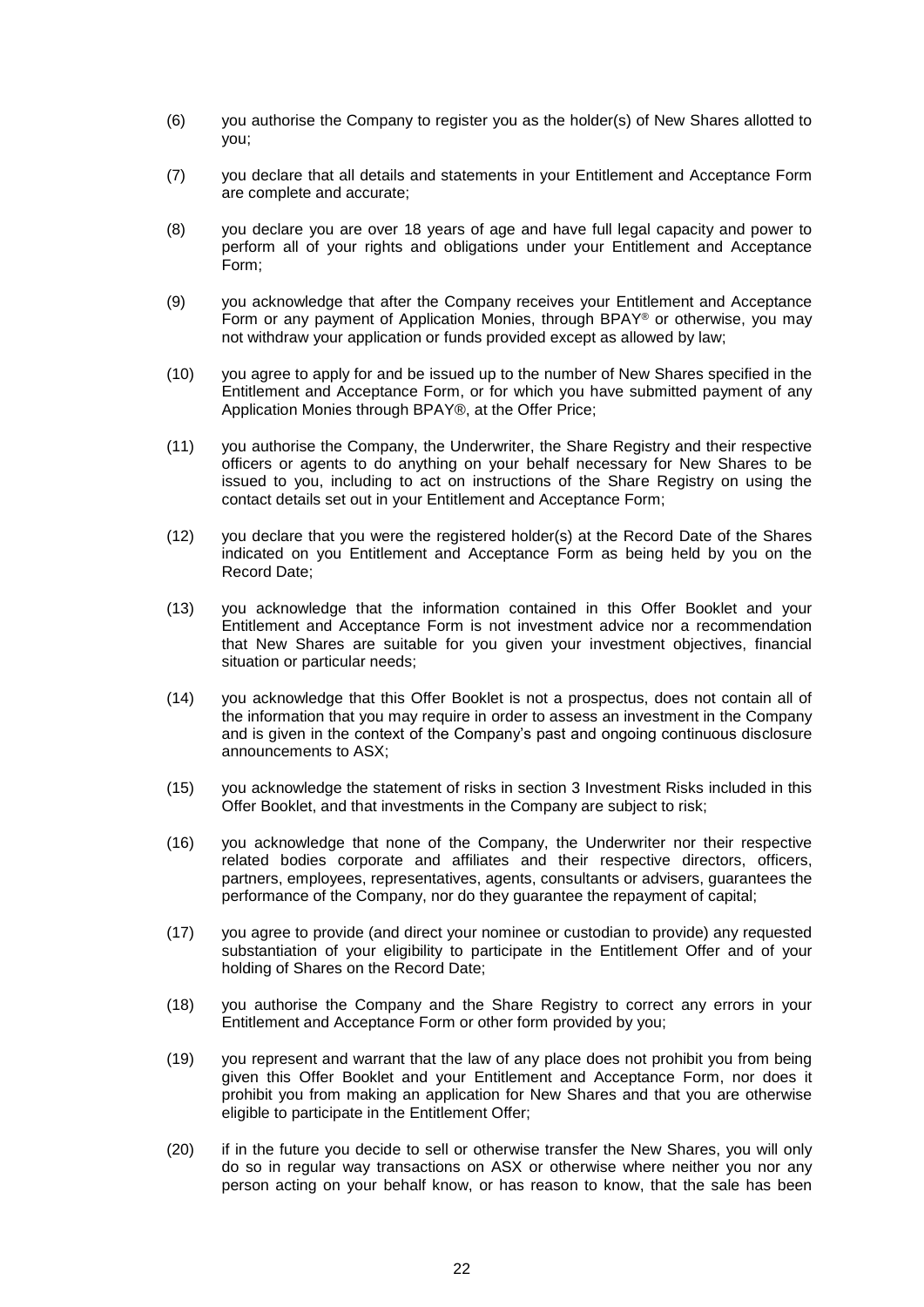(6) you authorise the Company to register you as the holder(s) of New Shares allotted to you;

(7) you declare that all details and statements in your Entitlement and Acceptance Form are complete and accurate;

(8) you declare you are over 18 years of age and have full legal capacity and power to perform all of your rights and obligations under your Entitlement and Acceptance Form;

(9) you acknowledge that after the Company receives your Entitlement and Acceptance Form or any payment of Application Monies, through BPAY® or otherwise, you may not withdraw your application or funds provided except as allowed by law;

(10) you agree to apply for and be issued up to the number of New Shares specified in the Entitlement and Acceptance Form, or for which you have submitted payment of any Application Monies through BPAY®, at the Offer Price;

(11) you authorise the Company, the Underwriter, the Share Registry and their respective officers or agents to do anything on your behalf necessary for New Shares to be issued to you, including to act on instructions of the Share Registry on using the contact details set out in your Entitlement and Acceptance Form;

(12) you declare that you were the registered holder(s) at the Record Date of the Shares indicated on you Entitlement and Acceptance Form as being held by you on the Record Date;

(13) you acknowledge that the information contained in this Offer Booklet and your Entitlement and Acceptance Form is not investment advice nor a recommendation that New Shares are suitable for you given your investment objectives, financial situation or particular needs;

(14) you acknowledge that this Offer Booklet is not a prospectus, does not contain all of the information that you may require in order to assess an investment in the Company and is given in the context of the Company's past and ongoing continuous disclosure announcements to ASX;

(15) you acknowledge the statement of risks in section 3 Investment Risks included in this Offer Booklet, and that investments in the Company are subject to risk;

(16) you acknowledge that none of the Company, the Underwriter nor their respective related bodies corporate and affiliates and their respective directors, officers, partners, employees, representatives, agents, consultants or advisers, guarantees the performance of the Company, nor do they guarantee the repayment of capital;

(17) you agree to provide (and direct your nominee or custodian to provide) any requested substantiation of your eligibility to participate in the Entitlement Offer and of your holding of Shares on the Record Date;

(18) you authorise the Company and the Share Registry to correct any errors in your Entitlement and Acceptance Form or other form provided by you;

(19) you represent and warrant that the law of any place does not prohibit you from being given this Offer Booklet and your Entitlement and Acceptance Form, nor does it prohibit you from making an application for New Shares and that you are otherwise eligible to participate in the Entitlement Offer;

(20) if in the future you decide to sell or otherwise transfer the New Shares, you will only do so in regular way transactions on ASX or otherwise where neither you nor any person acting on your behalf know, or has reason to know, that the sale has been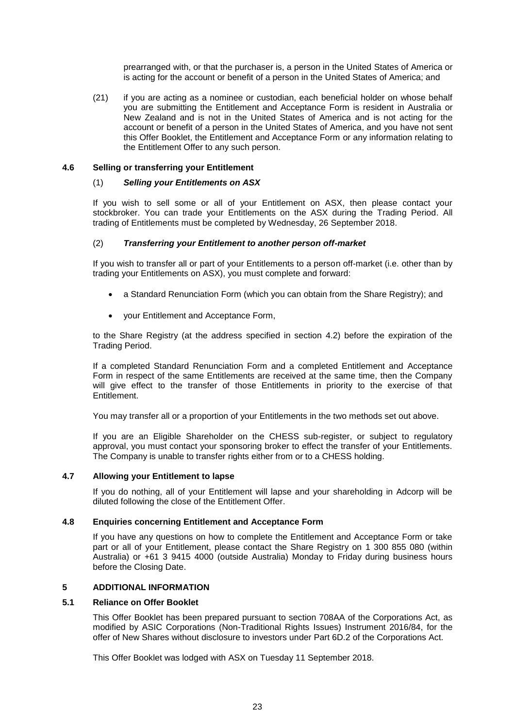prearranged with, or that the purchaser is, a person in the United States of America or is acting for the account or benefit of a person in the United States of America; and

(21) if you are acting as a nominee or custodian, each beneficial holder on whose behalf you are submitting the Entitlement and Acceptance Form is resident in Australia or New Zealand and is not in the United States of America and is not acting for the account or benefit of a person in the United States of America, and you have not sent this Offer Booklet, the Entitlement and Acceptance Form or any information relating to the Entitlement Offer to any such person.

### 4.6 Selling or transferring your Entitlement

(1) ***Selling your Entitlements on ASX***

If you wish to sell some or all of your Entitlement on ASX, then please contact your stockbroker. You can trade your Entitlements on the ASX during the Trading Period. All trading of Entitlements must be completed by Wednesday, 26 September 2018.

(2) ***Transferring your Entitlement to another person off-market***

If you wish to transfer all or part of your Entitlements to a person off-market (i.e. other than by trading your Entitlements on ASX), you must complete and forward:

- a Standard Renunciation Form (which you can obtain from the Share Registry); and
- your Entitlement and Acceptance Form,

to the Share Registry (at the address specified in section 4.2) before the expiration of the Trading Period.

If a completed Standard Renunciation Form and a completed Entitlement and Acceptance Form in respect of the same Entitlements are received at the same time, then the Company will give effect to the transfer of those Entitlements in priority to the exercise of that Entitlement.

You may transfer all or a proportion of your Entitlements in the two methods set out above.

If you are an Eligible Shareholder on the CHESS sub-register, or subject to regulatory approval, you must contact your sponsoring broker to effect the transfer of your Entitlements. The Company is unable to transfer rights either from or to a CHESS holding.

### 4.7 Allowing your Entitlement to lapse

If you do nothing, all of your Entitlement will lapse and your shareholding in Adcorp will be diluted following the close of the Entitlement Offer.

### 4.8 Enquiries concerning Entitlement and Acceptance Form

If you have any questions on how to complete the Entitlement and Acceptance Form or take part or all of your Entitlement, please contact the Share Registry on 1 300 855 080 (within Australia) or +61 3 9415 4000 (outside Australia) Monday to Friday during business hours before the Closing Date.

## 5 ADDITIONAL INFORMATION

### 5.1 Reliance on Offer Booklet

This Offer Booklet has been prepared pursuant to section 708AA of the Corporations Act, as modified by ASIC Corporations (Non-Traditional Rights Issues) Instrument 2016/84, for the offer of New Shares without disclosure to investors under Part 6D.2 of the Corporations Act.

This Offer Booklet was lodged with ASX on Tuesday 11 September 2018.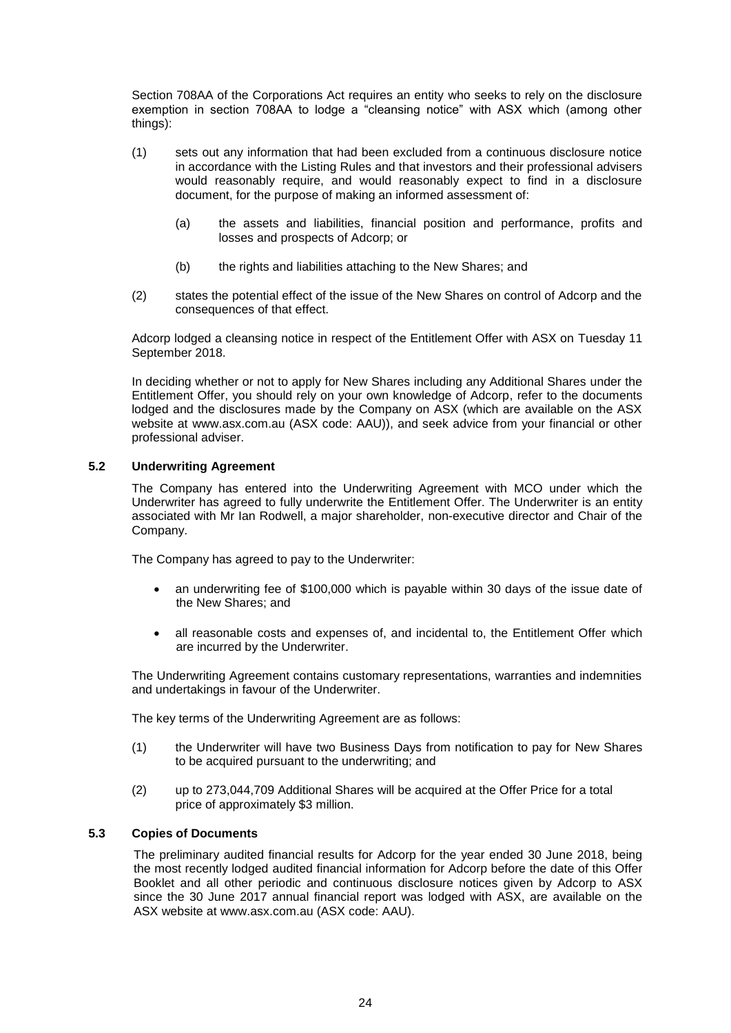Section 708AA of the Corporations Act requires an entity who seeks to rely on the disclosure exemption in section 708AA to lodge a "cleansing notice" with ASX which (among other things):

(1) sets out any information that had been excluded from a continuous disclosure notice in accordance with the Listing Rules and that investors and their professional advisers would reasonably require, and would reasonably expect to find in a disclosure document, for the purpose of making an informed assessment of:

  (a) the assets and liabilities, financial position and performance, profits and losses and prospects of Adcorp; or

  (b) the rights and liabilities attaching to the New Shares; and

(2) states the potential effect of the issue of the New Shares on control of Adcorp and the consequences of that effect.

Adcorp lodged a cleansing notice in respect of the Entitlement Offer with ASX on Tuesday 11 September 2018.

In deciding whether or not to apply for New Shares including any Additional Shares under the Entitlement Offer, you should rely on your own knowledge of Adcorp, refer to the documents lodged and the disclosures made by the Company on ASX (which are available on the ASX website at www.asx.com.au (ASX code: AAU)), and seek advice from your financial or other professional adviser.

### 5.2 Underwriting Agreement

The Company has entered into the Underwriting Agreement with MCO under which the Underwriter has agreed to fully underwrite the Entitlement Offer. The Underwriter is an entity associated with Mr Ian Rodwell, a major shareholder, non-executive director and Chair of the Company.

The Company has agreed to pay to the Underwriter:

- an underwriting fee of $100,000 which is payable within 30 days of the issue date of the New Shares; and
- all reasonable costs and expenses of, and incidental to, the Entitlement Offer which are incurred by the Underwriter.

The Underwriting Agreement contains customary representations, warranties and indemnities and undertakings in favour of the Underwriter.

The key terms of the Underwriting Agreement are as follows:

(1) the Underwriter will have two Business Days from notification to pay for New Shares to be acquired pursuant to the underwriting; and

(2) up to 273,044,709 Additional Shares will be acquired at the Offer Price for a total price of approximately $3 million.

### 5.3 Copies of Documents

The preliminary audited financial results for Adcorp for the year ended 30 June 2018, being the most recently lodged audited financial information for Adcorp before the date of this Offer Booklet and all other periodic and continuous disclosure notices given by Adcorp to ASX since the 30 June 2017 annual financial report was lodged with ASX, are available on the ASX website at www.asx.com.au (ASX code: AAU).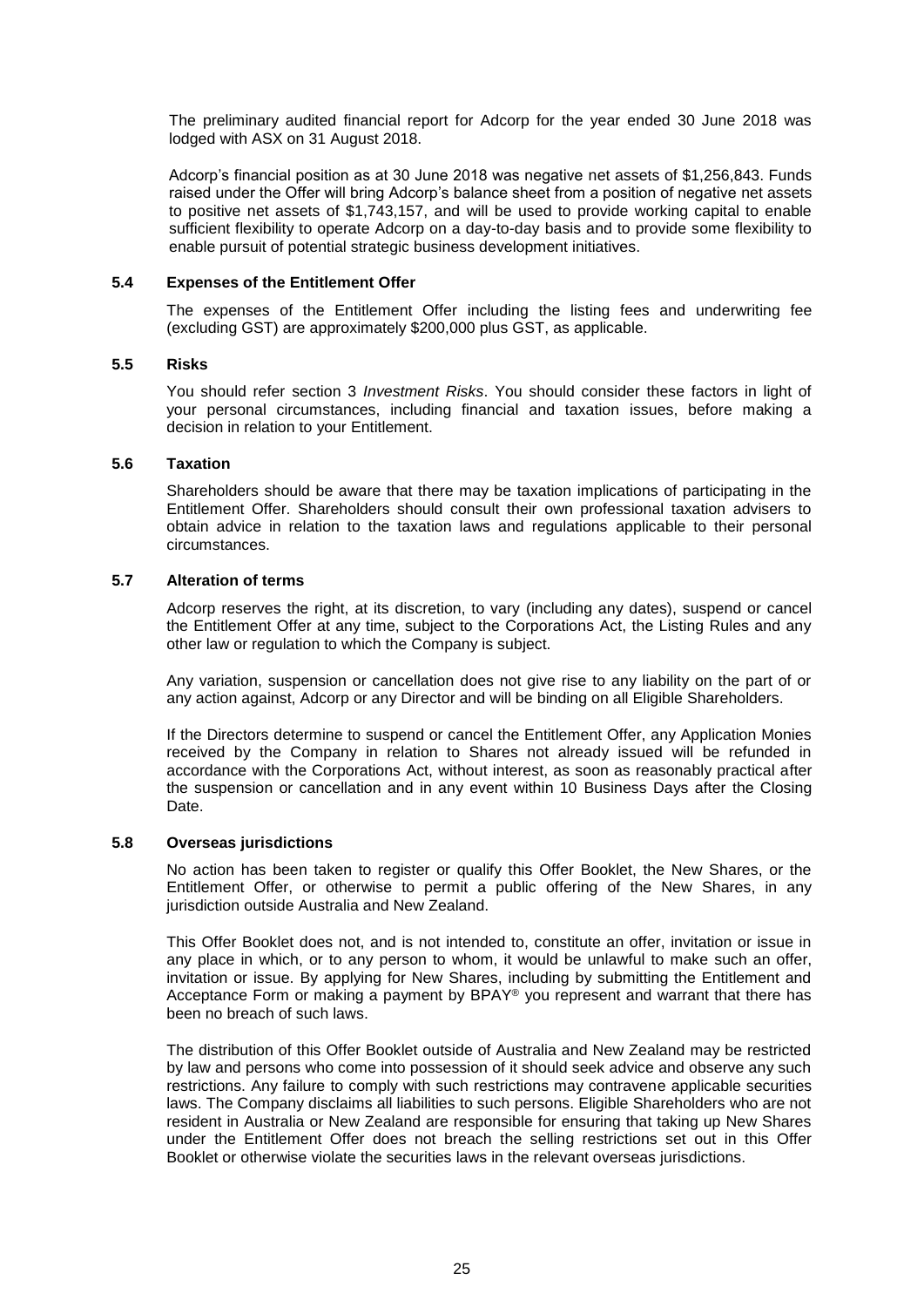The preliminary audited financial report for Adcorp for the year ended 30 June 2018 was lodged with ASX on 31 August 2018.

Adcorp's financial position as at 30 June 2018 was negative net assets of $1,256,843. Funds raised under the Offer will bring Adcorp's balance sheet from a position of negative net assets to positive net assets of $1,743,157, and will be used to provide working capital to enable sufficient flexibility to operate Adcorp on a day-to-day basis and to provide some flexibility to enable pursuit of potential strategic business development initiatives.

### 5.4 Expenses of the Entitlement Offer

The expenses of the Entitlement Offer including the listing fees and underwriting fee (excluding GST) are approximately $200,000 plus GST, as applicable.

### 5.5 Risks

You should refer section 3 *Investment Risks*. You should consider these factors in light of your personal circumstances, including financial and taxation issues, before making a decision in relation to your Entitlement.

### 5.6 Taxation

Shareholders should be aware that there may be taxation implications of participating in the Entitlement Offer. Shareholders should consult their own professional taxation advisers to obtain advice in relation to the taxation laws and regulations applicable to their personal circumstances.

### 5.7 Alteration of terms

Adcorp reserves the right, at its discretion, to vary (including any dates), suspend or cancel the Entitlement Offer at any time, subject to the Corporations Act, the Listing Rules and any other law or regulation to which the Company is subject.

Any variation, suspension or cancellation does not give rise to any liability on the part of or any action against, Adcorp or any Director and will be binding on all Eligible Shareholders.

If the Directors determine to suspend or cancel the Entitlement Offer, any Application Monies received by the Company in relation to Shares not already issued will be refunded in accordance with the Corporations Act, without interest, as soon as reasonably practical after the suspension or cancellation and in any event within 10 Business Days after the Closing Date.

### 5.8 Overseas jurisdictions

No action has been taken to register or qualify this Offer Booklet, the New Shares, or the Entitlement Offer, or otherwise to permit a public offering of the New Shares, in any jurisdiction outside Australia and New Zealand.

This Offer Booklet does not, and is not intended to, constitute an offer, invitation or issue in any place in which, or to any person to whom, it would be unlawful to make such an offer, invitation or issue. By applying for New Shares, including by submitting the Entitlement and Acceptance Form or making a payment by BPAY® you represent and warrant that there has been no breach of such laws.

The distribution of this Offer Booklet outside of Australia and New Zealand may be restricted by law and persons who come into possession of it should seek advice and observe any such restrictions. Any failure to comply with such restrictions may contravene applicable securities laws. The Company disclaims all liabilities to such persons. Eligible Shareholders who are not resident in Australia or New Zealand are responsible for ensuring that taking up New Shares under the Entitlement Offer does not breach the selling restrictions set out in this Offer Booklet or otherwise violate the securities laws in the relevant overseas jurisdictions.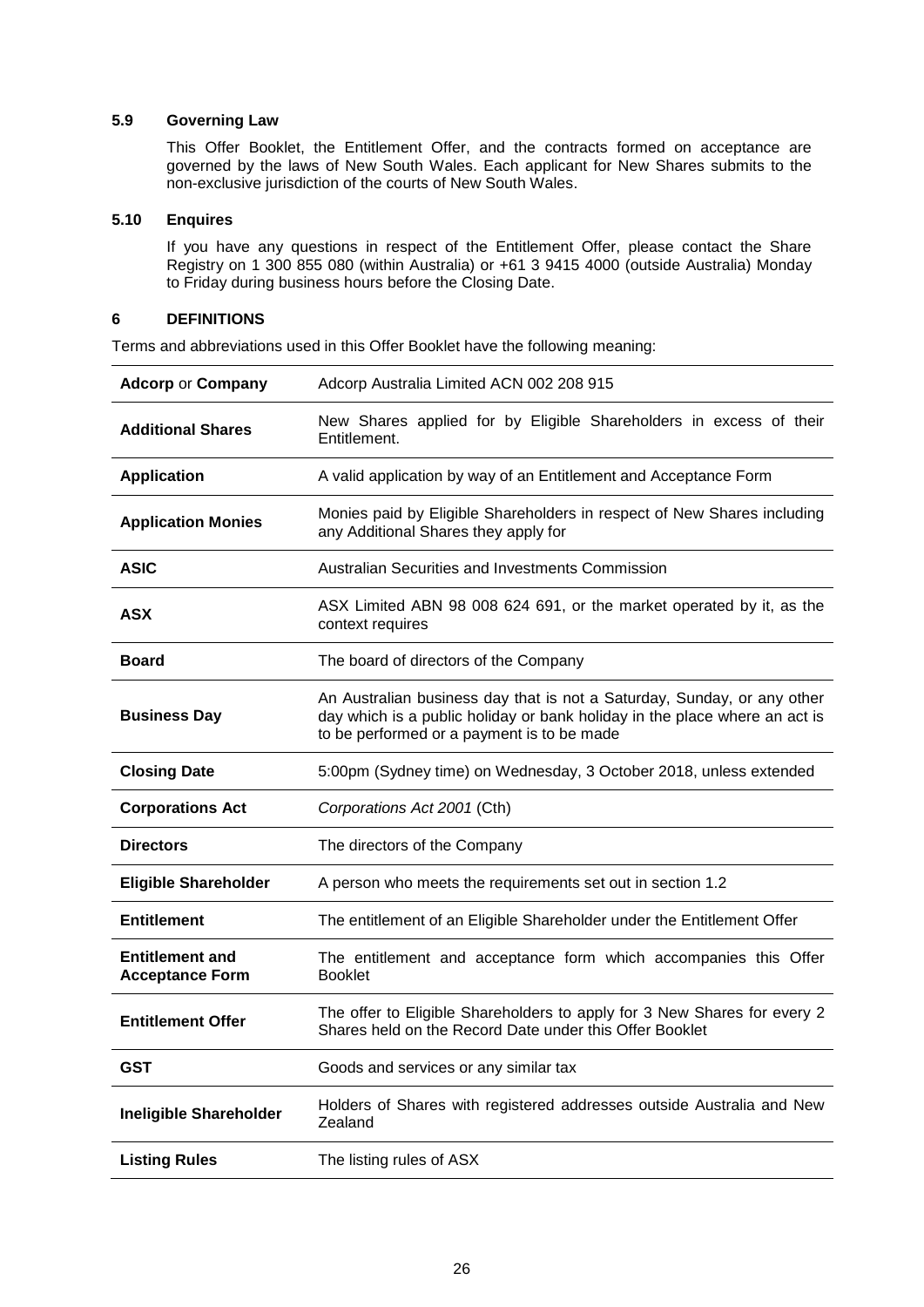### 5.9 Governing Law

This Offer Booklet, the Entitlement Offer, and the contracts formed on acceptance are governed by the laws of New South Wales. Each applicant for New Shares submits to the non-exclusive jurisdiction of the courts of New South Wales.

### 5.10 Enquires

If you have any questions in respect of the Entitlement Offer, please contact the Share Registry on 1 300 855 080 (within Australia) or +61 3 9415 4000 (outside Australia) Monday to Friday during business hours before the Closing Date.

## 6 DEFINITIONS

Terms and abbreviations used in this Offer Booklet have the following meaning:

| | |
|---|---|
| **Adcorp** or **Company** | Adcorp Australia Limited ACN 002 208 915 |
| **Additional Shares** | New Shares applied for by Eligible Shareholders in excess of their Entitlement. |
| **Application** | A valid application by way of an Entitlement and Acceptance Form |
| **Application Monies** | Monies paid by Eligible Shareholders in respect of New Shares including any Additional Shares they apply for |
| **ASIC** | Australian Securities and Investments Commission |
| **ASX** | ASX Limited ABN 98 008 624 691, or the market operated by it, as the context requires |
| **Board** | The board of directors of the Company |
| **Business Day** | An Australian business day that is not a Saturday, Sunday, or any other day which is a public holiday or bank holiday in the place where an act is to be performed or a payment is to be made |
| **Closing Date** | 5:00pm (Sydney time) on Wednesday, 3 October 2018, unless extended |
| **Corporations Act** | *Corporations Act 2001* (Cth) |
| **Directors** | The directors of the Company |
| **Eligible Shareholder** | A person who meets the requirements set out in section 1.2 |
| **Entitlement** | The entitlement of an Eligible Shareholder under the Entitlement Offer |
| **Entitlement and Acceptance Form** | The entitlement and acceptance form which accompanies this Offer Booklet |
| **Entitlement Offer** | The offer to Eligible Shareholders to apply for 3 New Shares for every 2 Shares held on the Record Date under this Offer Booklet |
| **GST** | Goods and services or any similar tax |
| **Ineligible Shareholder** | Holders of Shares with registered addresses outside Australia and New Zealand |
| **Listing Rules** | The listing rules of ASX |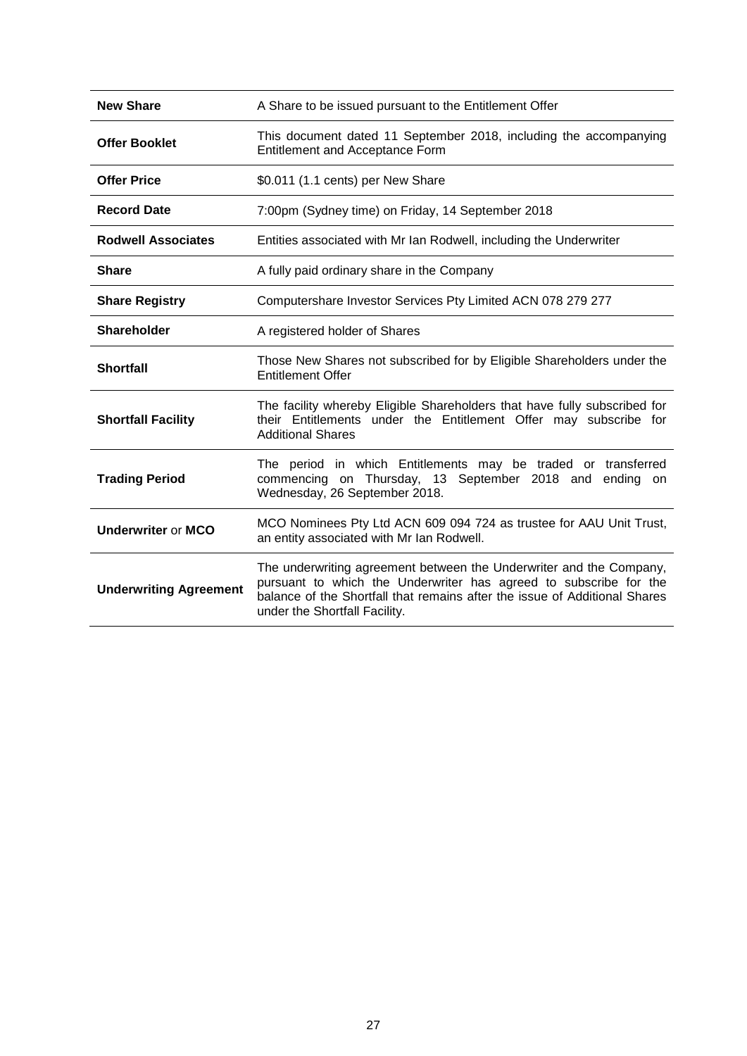| | |
|---|---|
| **New Share** | A Share to be issued pursuant to the Entitlement Offer |
| **Offer Booklet** | This document dated 11 September 2018, including the accompanying Entitlement and Acceptance Form |
| **Offer Price** | $0.011 (1.1 cents) per New Share |
| **Record Date** | 7:00pm (Sydney time) on Friday, 14 September 2018 |
| **Rodwell Associates** | Entities associated with Mr Ian Rodwell, including the Underwriter |
| **Share** | A fully paid ordinary share in the Company |
| **Share Registry** | Computershare Investor Services Pty Limited ACN 078 279 277 |
| **Shareholder** | A registered holder of Shares |
| **Shortfall** | Those New Shares not subscribed for by Eligible Shareholders under the Entitlement Offer |
| **Shortfall Facility** | The facility whereby Eligible Shareholders that have fully subscribed for their Entitlements under the Entitlement Offer may subscribe for Additional Shares |
| **Trading Period** | The period in which Entitlements may be traded or transferred commencing on Thursday, 13 September 2018 and ending on Wednesday, 26 September 2018. |
| **Underwriter** or **MCO** | MCO Nominees Pty Ltd ACN 609 094 724 as trustee for AAU Unit Trust, an entity associated with Mr Ian Rodwell. |
| **Underwriting Agreement** | The underwriting agreement between the Underwriter and the Company, pursuant to which the Underwriter has agreed to subscribe for the balance of the Shortfall that remains after the issue of Additional Shares under the Shortfall Facility. |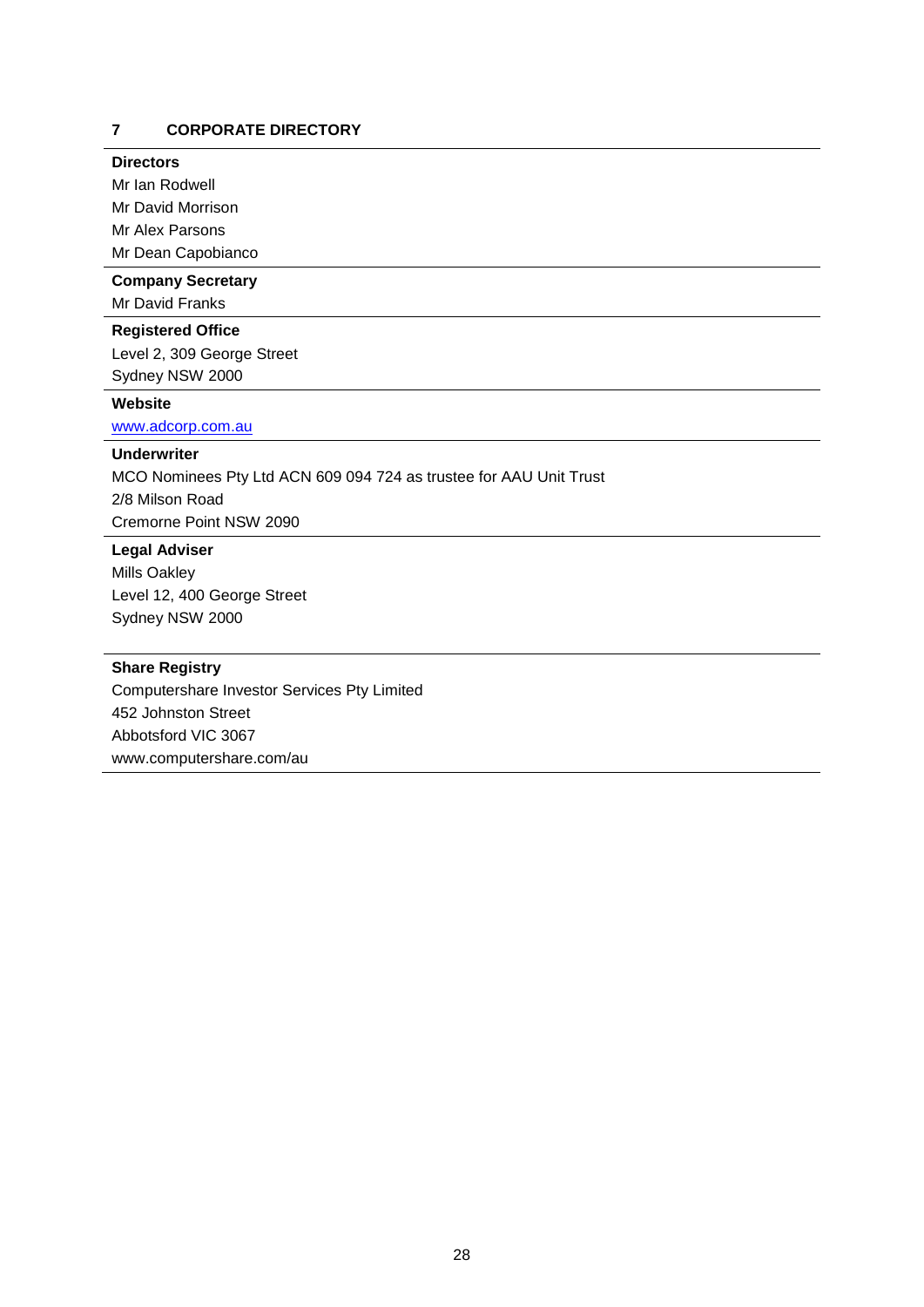## 7 CORPORATE DIRECTORY

**Directors**

Mr Ian Rodwell
Mr David Morrison
Mr Alex Parsons
Mr Dean Capobianco

**Company Secretary**

Mr David Franks

**Registered Office**

Level 2, 309 George Street
Sydney NSW 2000

**Website**

www.adcorp.com.au

**Underwriter**

MCO Nominees Pty Ltd ACN 609 094 724 as trustee for AAU Unit Trust
2/8 Milson Road
Cremorne Point NSW 2090

**Legal Adviser**

Mills Oakley
Level 12, 400 George Street
Sydney NSW 2000

**Share Registry**

Computershare Investor Services Pty Limited
452 Johnston Street
Abbotsford VIC 3067
www.computershare.com/au